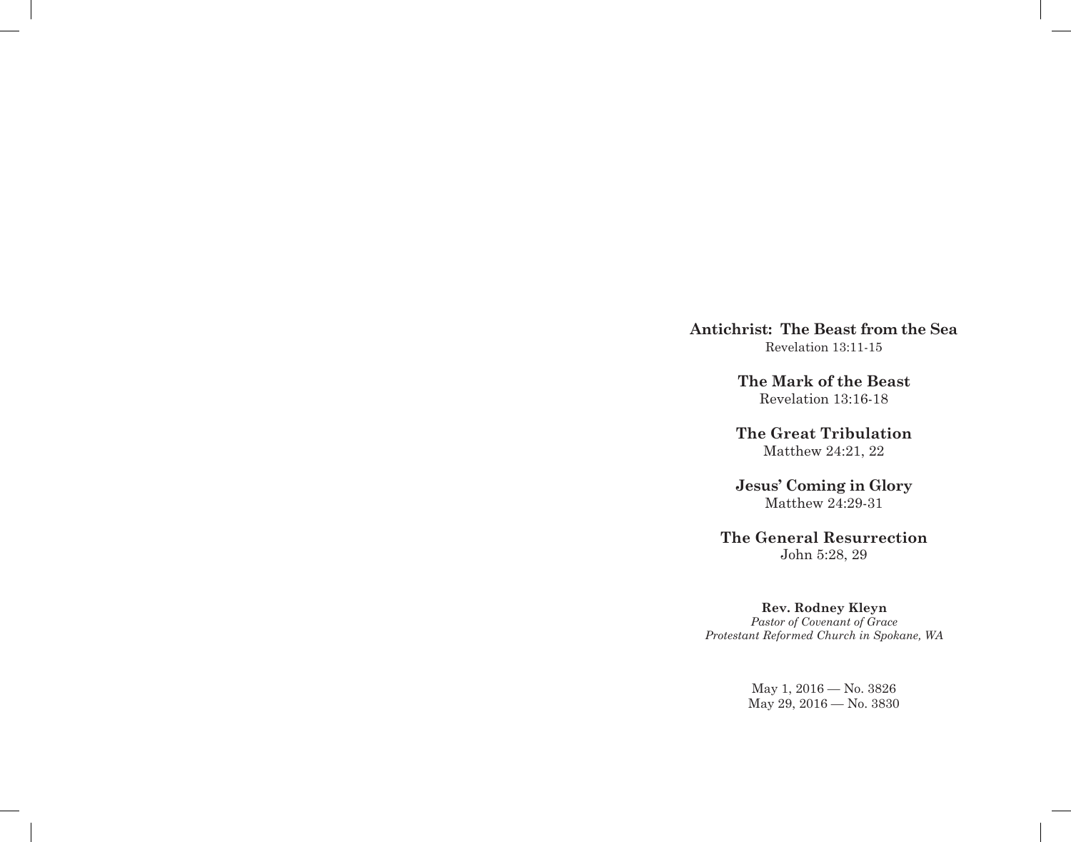**Antichrist: The Beast from the Sea**
Revelation 13:11-15

**The Mark of the Beast**
Revelation 13:16-18

**The Great Tribulation**
Matthew 24:21, 22

**Jesus' Coming in Glory**
Matthew 24:29-31

**The General Resurrection**
John 5:28, 29

**Rev. Rodney Kleyn**
*Pastor of Covenant of Grace*
*Protestant Reformed Church in Spokane, WA*

May 1, 2016 — No. 3826
May 29, 2016 — No. 3830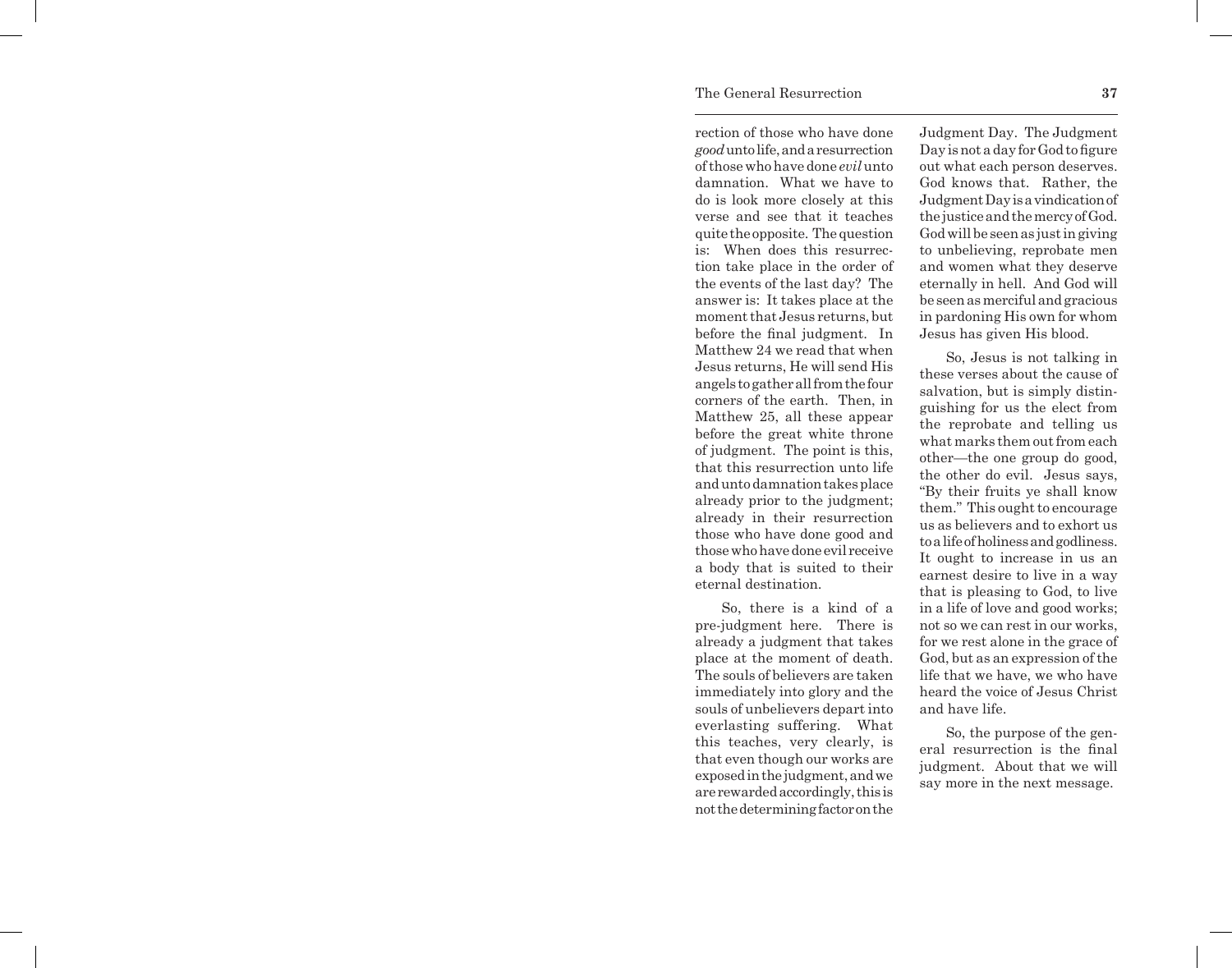rection of those who have done *good* unto life, and a resurrection of those who have done *evil* unto damnation. What we have to do is look more closely at this verse and see that it teaches quite the opposite. The question is: When does this resurrection take place in the order of the events of the last day? The answer is: It takes place at the moment that Jesus returns, but before the final judgment. In Matthew 24 we read that when Jesus returns, He will send His angels to gather all from the four corners of the earth. Then, in Matthew 25, all these appear before the great white throne of judgment. The point is this, that this resurrection unto life and unto damnation takes place already prior to the judgment; already in their resurrection those who have done good and those who have done evil receive a body that is suited to their eternal destination.

So, there is a kind of a pre-judgment here. There is already a judgment that takes place at the moment of death. The souls of believers are taken immediately into glory and the souls of unbelievers depart into everlasting suffering. What this teaches, very clearly, is that even though our works are exposed in the judgment, and we are rewarded accordingly, this is not the determining factor on the Judgment Day. The Judgment Day is not a day for God to figure out what each person deserves. God knows that. Rather, the Judgment Day is a vindication of the justice and the mercy of God. God will be seen as just in giving to unbelieving, reprobate men and women what they deserve eternally in hell. And God will be seen as merciful and gracious in pardoning His own for whom Jesus has given His blood.

So, Jesus is not talking in these verses about the cause of salvation, but is simply distinguishing for us the elect from the reprobate and telling us what marks them out from each other—the one group do good, the other do evil. Jesus says, "By their fruits ye shall know them." This ought to encourage us as believers and to exhort us to a life of holiness and godliness. It ought to increase in us an earnest desire to live in a way that is pleasing to God, to live in a life of love and good works; not so we can rest in our works, for we rest alone in the grace of God, but as an expression of the life that we have, we who have heard the voice of Jesus Christ and have life.

So, the purpose of the general resurrection is the final judgment. About that we will say more in the next message.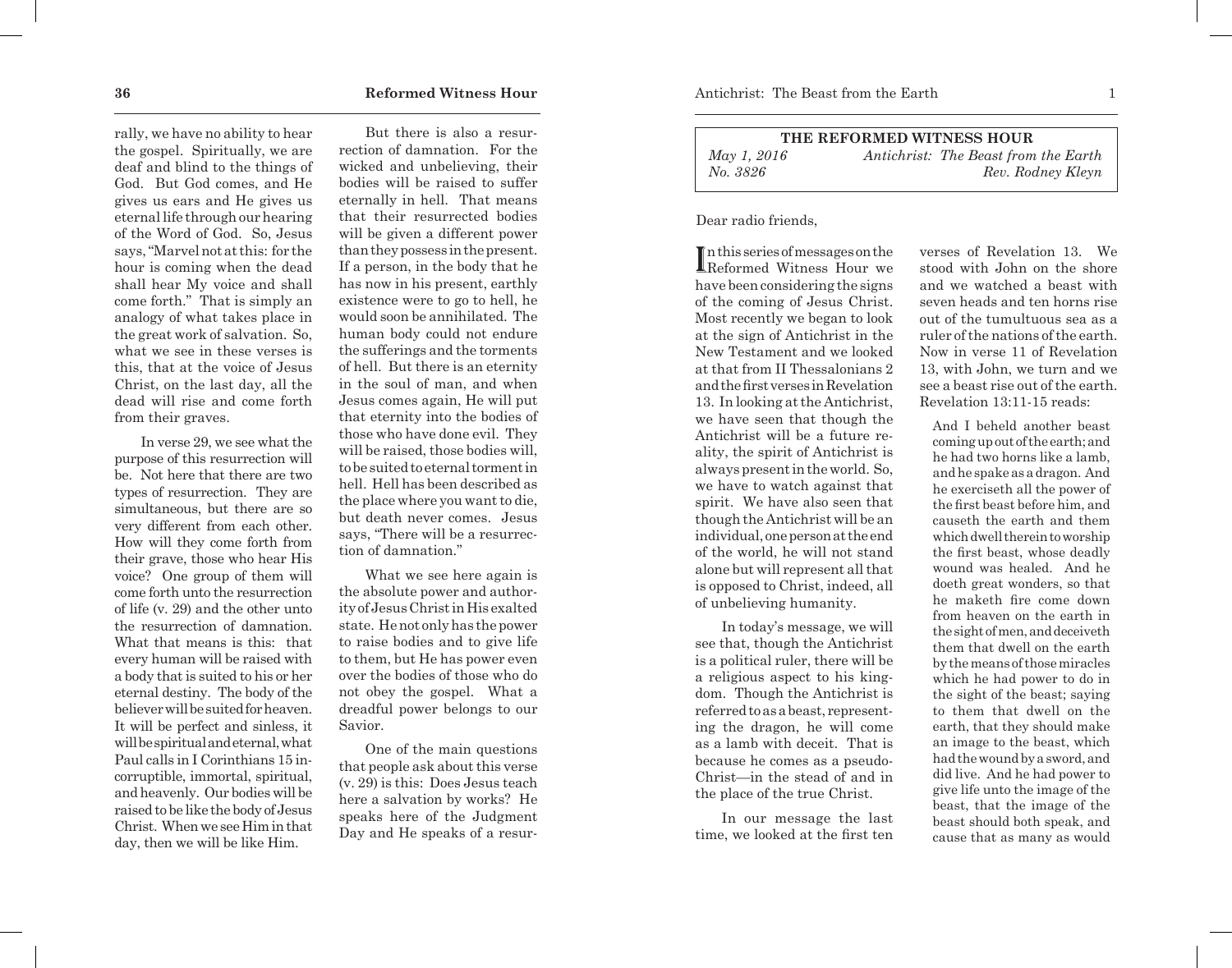rally, we have no ability to hear the gospel. Spiritually, we are deaf and blind to the things of God. But God comes, and He gives us ears and He gives us eternal life through our hearing of the Word of God. So, Jesus says, "Marvel not at this: for the hour is coming when the dead shall hear My voice and shall come forth." That is simply an analogy of what takes place in the great work of salvation. So, what we see in these verses is this, that at the voice of Jesus Christ, on the last day, all the dead will rise and come forth from their graves.

In verse 29, we see what the purpose of this resurrection will be. Not here that there are two types of resurrection. They are simultaneous, but there are so very different from each other. How will they come forth from their grave, those who hear His voice? One group of them will come forth unto the resurrection of life (v. 29) and the other unto the resurrection of damnation. What that means is this: that every human will be raised with a body that is suited to his or her eternal destiny. The body of the believer will be suited for heaven. It will be perfect and sinless, it will be spiritual and eternal, what Paul calls in I Corinthians 15 incorruptible, immortal, spiritual, and heavenly. Our bodies will be raised to be like the body of Jesus Christ. When we see Him in that day, then we will be like Him.

But there is also a resurrection of damnation. For the wicked and unbelieving, their bodies will be raised to suffer eternally in hell. That means that their resurrected bodies will be given a different power than they possess in the present. If a person, in the body that he has now in his present, earthly existence were to go to hell, he would soon be annihilated. The human body could not endure the sufferings and the torments of hell. But there is an eternity in the soul of man, and when Jesus comes again, He will put that eternity into the bodies of those who have done evil. They will be raised, those bodies will, to be suited to eternal torment in hell. Hell has been described as the place where you want to die, but death never comes. Jesus says, "There will be a resurrection of damnation."

What we see here again is the absolute power and authority of Jesus Christ in His exalted state. He not only has the power to raise bodies and to give life to them, but He has power even over the bodies of those who do not obey the gospel. What a dreadful power belongs to our Savior.

One of the main questions that people ask about this verse (v. 29) is this: Does Jesus teach here a salvation by works? He speaks here of the Judgment Day and He speaks of a resur-

---

| THE REFORMED WITNESS HOUR | |
|---|---|
| *May 1, 2016* | *Antichrist: The Beast from the Earth* |
| *No. 3826* | *Rev. Rodney Kleyn* |

Dear radio friends,

In this series of messages on the Reformed Witness Hour we have been considering the signs of the coming of Jesus Christ. Most recently we began to look at the sign of Antichrist in the New Testament and we looked at that from II Thessalonians 2 and the first verses in Revelation 13. In looking at the Antichrist, we have seen that though the Antichrist will be a future reality, the spirit of Antichrist is always present in the world. So, we have to watch against that spirit. We have also seen that though the Antichrist will be an individual, one person at the end of the world, he will not stand alone but will represent all that is opposed to Christ, indeed, all of unbelieving humanity.

In today's message, we will see that, though the Antichrist is a political ruler, there will be a religious aspect to his kingdom. Though the Antichrist is referred to as a beast, representing the dragon, he will come as a lamb with deceit. That is because he comes as a pseudo-Christ—in the stead of and in the place of the true Christ.

In our message the last time, we looked at the first ten verses of Revelation 13. We stood with John on the shore and we watched a beast with seven heads and ten horns rise out of the tumultuous sea as a ruler of the nations of the earth. Now in verse 11 of Revelation 13, with John, we turn and we see a beast rise out of the earth. Revelation 13:11-15 reads:

> And I beheld another beast coming up out of the earth; and he had two horns like a lamb, and he spake as a dragon. And he exerciseth all the power of the first beast before him, and causeth the earth and them which dwell therein to worship the first beast, whose deadly wound was healed. And he doeth great wonders, so that he maketh fire come down from heaven on the earth in the sight of men, and deceiveth them that dwell on the earth by the means of those miracles which he had power to do in the sight of the beast; saying to them that dwell on the earth, that they should make an image to the beast, which had the wound by a sword, and did live. And he had power to give life unto the image of the beast, that the image of the beast should both speak, and cause that as many as would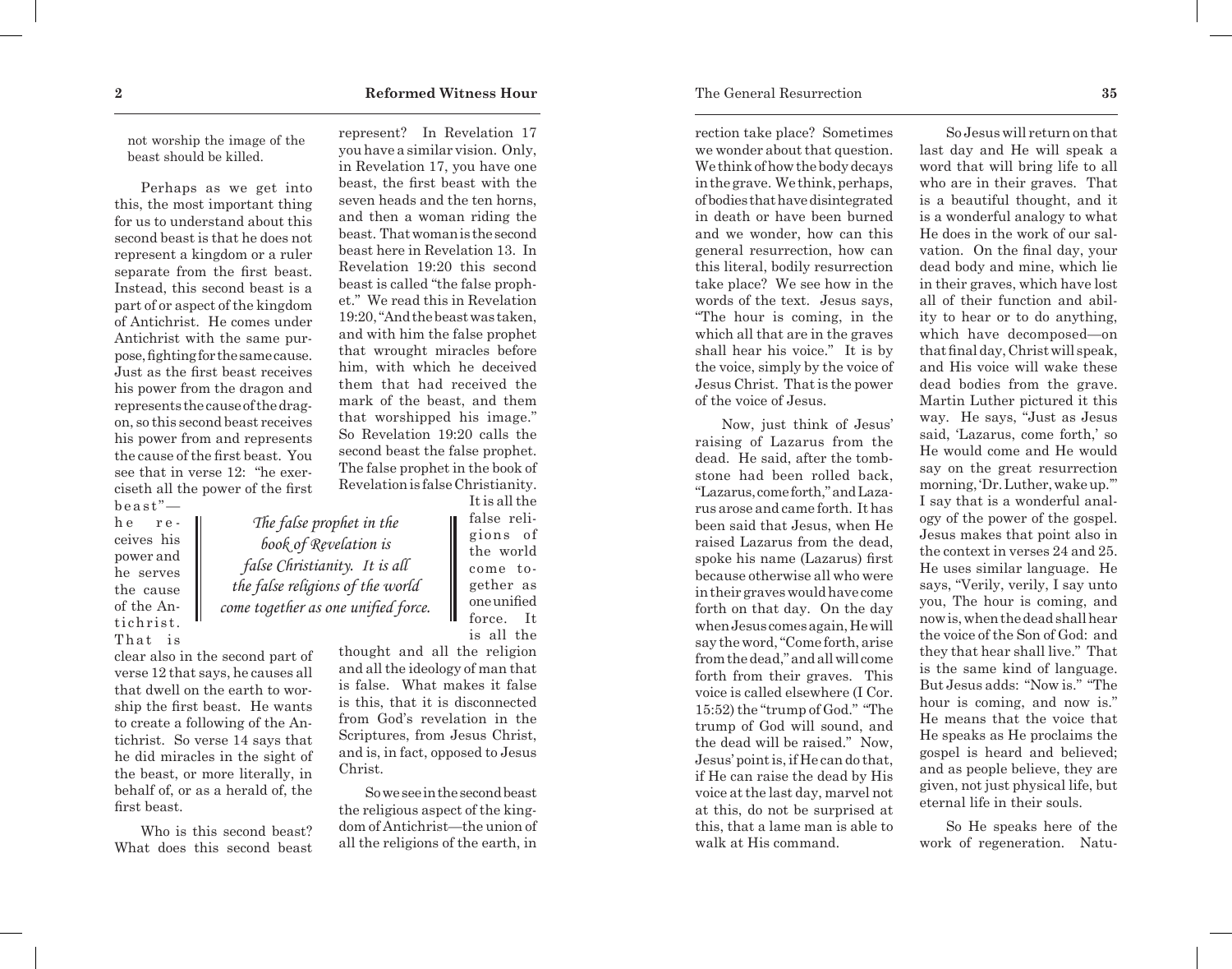not worship the image of the beast should be killed.

Perhaps as we get into this, the most important thing for us to understand about this second beast is that he does not represent a kingdom or a ruler separate from the first beast. Instead, this second beast is a part of or aspect of the kingdom of Antichrist. He comes under Antichrist with the same purpose, fighting for the same cause. Just as the first beast receives his power from the dragon and represents the cause of the dragon, so this second beast receives his power from and represents the cause of the first beast. You see that in verse 12: "he exerciseth all the power of the first beast"—he receives his power and he serves the cause of the Antichrist. That is clear also in the second part of verse 12 that says, he causes all that dwell on the earth to worship the first beast. He wants to create a following of the Antichrist. So verse 14 says that he did miracles in the sight of the beast, or more literally, in behalf of, or as a herald of, the first beast.

Who is this second beast? What does this second beast represent? In Revelation 17 you have a similar vision. Only, in Revelation 17, you have one beast, the first beast with the seven heads and the ten horns, and then a woman riding the beast. That woman is the second beast here in Revelation 13. In Revelation 19:20 this second beast is called "the false prophet." We read this in Revelation 19:20, "And the beast was taken, and with him the false prophet that wrought miracles before him, with which he deceived them that had received the mark of the beast, and them that worshipped his image." So Revelation 19:20 calls the second beast the false prophet. The false prophet in the book of Revelation is false Christianity. It is all the false religions of the world come together as one unified force. It is all the thought and all the religion and all the ideology of man that is false. What makes it false is this, that it is disconnected from God's revelation in the Scriptures, from Jesus Christ, and is, in fact, opposed to Jesus Christ.

*The false prophet in the book of Revelation is false Christianity. It is all the false religions of the world come together as one unified force.*

So we see in the second beast the religious aspect of the kingdom of Antichrist—the union of all the religions of the earth, in

rection take place? Sometimes we wonder about that question. We think of how the body decays in the grave. We think, perhaps, of bodies that have disintegrated in death or have been burned and we wonder, how can this general resurrection, how can this literal, bodily resurrection take place? We see how in the words of the text. Jesus says, "The hour is coming, in the which all that are in the graves shall hear his voice." It is by the voice, simply by the voice of Jesus Christ. That is the power of the voice of Jesus.

Now, just think of Jesus' raising of Lazarus from the dead. He said, after the tombstone had been rolled back, "Lazarus, come forth," and Lazarus arose and came forth. It has been said that Jesus, when He raised Lazarus from the dead, spoke his name (Lazarus) first because otherwise all who were in their graves would have come forth on that day. On the day when Jesus comes again, He will say the word, "Come forth, arise from the dead," and all will come forth from their graves. This voice is called elsewhere (I Cor. 15:52) the "trump of God." "The trump of God will sound, and the dead will be raised." Now, Jesus' point is, if He can do that, if He can raise the dead by His voice at the last day, marvel not at this, do not be surprised at this, that a lame man is able to walk at His command.

So Jesus will return on that last day and He will speak a word that will bring life to all who are in their graves. That is a beautiful thought, and it is a wonderful analogy to what He does in the work of our salvation. On the final day, your dead body and mine, which lie in their graves, which have lost all of their function and ability to hear or to do anything, which have decomposed—on that final day, Christ will speak, and His voice will wake these dead bodies from the grave. Martin Luther pictured it this way. He says, "Just as Jesus said, 'Lazarus, come forth,' so He would come and He would say on the great resurrection morning, 'Dr. Luther, wake up.'" I say that is a wonderful analogy of the power of the gospel. Jesus makes that point also in the context in verses 24 and 25. He uses similar language. He says, "Verily, verily, I say unto you, The hour is coming, and now is, when the dead shall hear the voice of the Son of God: and they that hear shall live." That is the same kind of language. But Jesus adds: "Now is." "The hour is coming, and now is." He means that the voice that He speaks as He proclaims the gospel is heard and believed; and as people believe, they are given, not just physical life, but eternal life in their souls.

So He speaks here of the work of regeneration. Natu-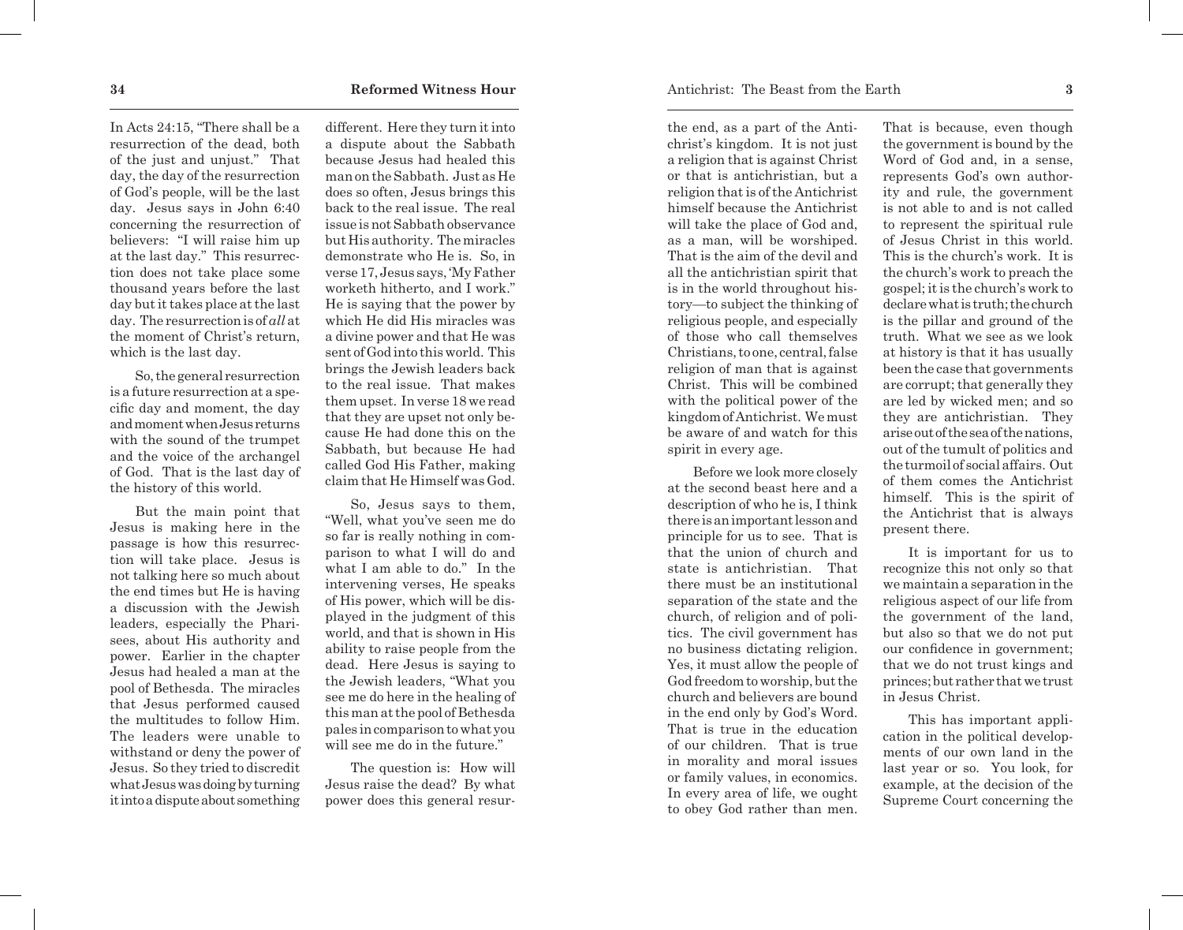In Acts 24:15, "There shall be a resurrection of the dead, both of the just and unjust." That day, the day of the resurrection of God's people, will be the last day. Jesus says in John 6:40 concerning the resurrection of believers: "I will raise him up at the last day." This resurrection does not take place some thousand years before the last day but it takes place at the last day. The resurrection is of *all* at the moment of Christ's return, which is the last day.

So, the general resurrection is a future resurrection at a specific day and moment, the day and moment when Jesus returns with the sound of the trumpet and the voice of the archangel of God. That is the last day of the history of this world.

But the main point that Jesus is making here in the passage is how this resurrection will take place. Jesus is not talking here so much about the end times but He is having a discussion with the Jewish leaders, especially the Pharisees, about His authority and power. Earlier in the chapter Jesus had healed a man at the pool of Bethesda. The miracles that Jesus performed caused the multitudes to follow Him. The leaders were unable to withstand or deny the power of Jesus. So they tried to discredit what Jesus was doing by turning it into a dispute about something different. Here they turn it into a dispute about the Sabbath because Jesus had healed this man on the Sabbath. Just as He does so often, Jesus brings this back to the real issue. The real issue is not Sabbath observance but His authority. The miracles demonstrate who He is. So, in verse 17, Jesus says, 'My Father worketh hitherto, and I work." He is saying that the power by which He did His miracles was a divine power and that He was sent of God into this world. This brings the Jewish leaders back to the real issue. That makes them upset. In verse 18 we read that they are upset not only because He had done this on the Sabbath, but because He had called God His Father, making claim that He Himself was God.

So, Jesus says to them, "Well, what you've seen me do so far is really nothing in comparison to what I will do and what I am able to do." In the intervening verses, He speaks of His power, which will be displayed in the judgment of this world, and that is shown in His ability to raise people from the dead. Here Jesus is saying to the Jewish leaders, "What you see me do here in the healing of this man at the pool of Bethesda pales in comparison to what you will see me do in the future."

The question is: How will Jesus raise the dead? By what power does this general resur-

the end, as a part of the Antichrist's kingdom. It is not just a religion that is against Christ or that is antichristian, but a religion that is of the Antichrist himself because the Antichrist will take the place of God and, as a man, will be worshiped. That is the aim of the devil and all the antichristian spirit that is in the world throughout history—to subject the thinking of religious people, and especially of those who call themselves Christians, to one, central, false religion of man that is against Christ. This will be combined with the political power of the kingdom of Antichrist. We must be aware of and watch for this spirit in every age.

Before we look more closely at the second beast here and a description of who he is, I think there is an important lesson and principle for us to see. That is that the union of church and state is antichristian. That there must be an institutional separation of the state and the church, of religion and of politics. The civil government has no business dictating religion. Yes, it must allow the people of God freedom to worship, but the church and believers are bound in the end only by God's Word. That is true in the education of our children. That is true in morality and moral issues or family values, in economics. In every area of life, we ought to obey God rather than men. That is because, even though the government is bound by the Word of God and, in a sense, represents God's own authority and rule, the government is not able to and is not called to represent the spiritual rule of Jesus Christ in this world. This is the church's work. It is the church's work to preach the gospel; it is the church's work to declare what is truth; the church is the pillar and ground of the truth. What we see as we look at history is that it has usually been the case that governments are corrupt; that generally they are led by wicked men; and so they are antichristian. They arise out of the sea of the nations, out of the tumult of politics and the turmoil of social affairs. Out of them comes the Antichrist himself. This is the spirit of the Antichrist that is always present there.

It is important for us to recognize this not only so that we maintain a separation in the religious aspect of our life from the government of the land, but also so that we do not put our confidence in government; that we do not trust kings and princes; but rather that we trust in Jesus Christ.

This has important application in the political developments of our own land in the last year or so. You look, for example, at the decision of the Supreme Court concerning the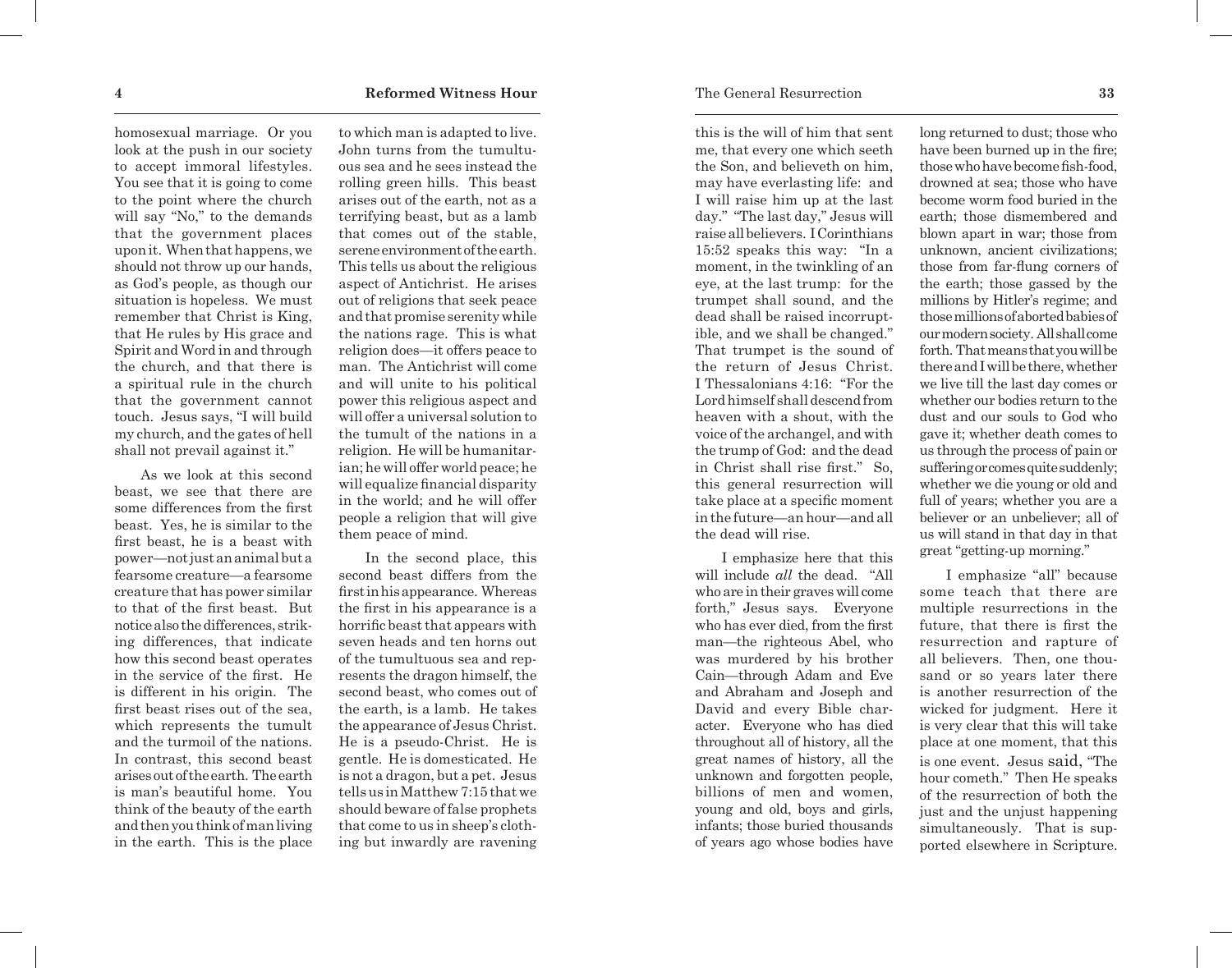homosexual marriage. Or you look at the push in our society to accept immoral lifestyles. You see that it is going to come to the point where the church will say "No," to the demands that the government places upon it. When that happens, we should not throw up our hands, as God's people, as though our situation is hopeless. We must remember that Christ is King, that He rules by His grace and Spirit and Word in and through the church, and that there is a spiritual rule in the church that the government cannot touch. Jesus says, "I will build my church, and the gates of hell shall not prevail against it."

As we look at this second beast, we see that there are some differences from the first beast. Yes, he is similar to the first beast, he is a beast with power—not just an animal but a fearsome creature—a fearsome creature that has power similar to that of the first beast. But notice also the differences, striking differences, that indicate how this second beast operates in the service of the first. He is different in his origin. The first beast rises out of the sea, which represents the tumult and the turmoil of the nations. In contrast, this second beast arises out of the earth. The earth is man's beautiful home. You think of the beauty of the earth and then you think of man living in the earth. This is the place to which man is adapted to live. John turns from the tumultuous sea and he sees instead the rolling green hills. This beast arises out of the earth, not as a terrifying beast, but as a lamb that comes out of the stable, serene environment of the earth. This tells us about the religious aspect of Antichrist. He arises out of religions that seek peace and that promise serenity while the nations rage. This is what religion does—it offers peace to man. The Antichrist will come and will unite to his political power this religious aspect and will offer a universal solution to the tumult of the nations in a religion. He will be humanitarian; he will offer world peace; he will equalize financial disparity in the world; and he will offer people a religion that will give them peace of mind.

In the second place, this second beast differs from the first in his appearance. Whereas the first in his appearance is a horrific beast that appears with seven heads and ten horns out of the tumultuous sea and represents the dragon himself, the second beast, who comes out of the earth, is a lamb. He takes the appearance of Jesus Christ. He is a pseudo-Christ. He is gentle. He is domesticated. He is not a dragon, but a pet. Jesus tells us in Matthew 7:15 that we should beware of false prophets that come to us in sheep's clothing but inwardly are ravening

this is the will of him that sent me, that every one which seeth the Son, and believeth on him, may have everlasting life: and I will raise him up at the last day." "The last day," Jesus will raise all believers. I Corinthians 15:52 speaks this way: "In a moment, in the twinkling of an eye, at the last trump: for the trumpet shall sound, and the dead shall be raised incorruptible, and we shall be changed." That trumpet is the sound of the return of Jesus Christ. I Thessalonians 4:16: "For the Lord himself shall descend from heaven with a shout, with the voice of the archangel, and with the trump of God: and the dead in Christ shall rise first." So, this general resurrection will take place at a specific moment in the future—an hour—and all the dead will rise.

I emphasize here that this will include *all* the dead. "All who are in their graves will come forth," Jesus says. Everyone who has ever died, from the first man—the righteous Abel, who was murdered by his brother Cain—through Adam and Eve and Abraham and Joseph and David and every Bible character. Everyone who has died throughout all of history, all the great names of history, all the unknown and forgotten people, billions of men and women, young and old, boys and girls, infants; those buried thousands of years ago whose bodies have long returned to dust; those who have been burned up in the fire; those who have become fish-food, drowned at sea; those who have become worm food buried in the earth; those dismembered and blown apart in war; those from unknown, ancient civilizations; those from far-flung corners of the earth; those gassed by the millions by Hitler's regime; and those millions of aborted babies of our modern society. All shall come forth. That means that you will be there and I will be there, whether we live till the last day comes or whether our bodies return to the dust and our souls to God who gave it; whether death comes to us through the process of pain or suffering or comes quite suddenly; whether we die young or old and full of years; whether you are a believer or an unbeliever; all of us will stand in that day in that great "getting-up morning."

I emphasize "all" because some teach that there are multiple resurrections in the future, that there is first the resurrection and rapture of all believers. Then, one thousand or so years later there is another resurrection of the wicked for judgment. Here it is very clear that this will take place at one moment, that this is one event. Jesus said, "The hour cometh." Then He speaks of the resurrection of both the just and the unjust happening simultaneously. That is supported elsewhere in Scripture.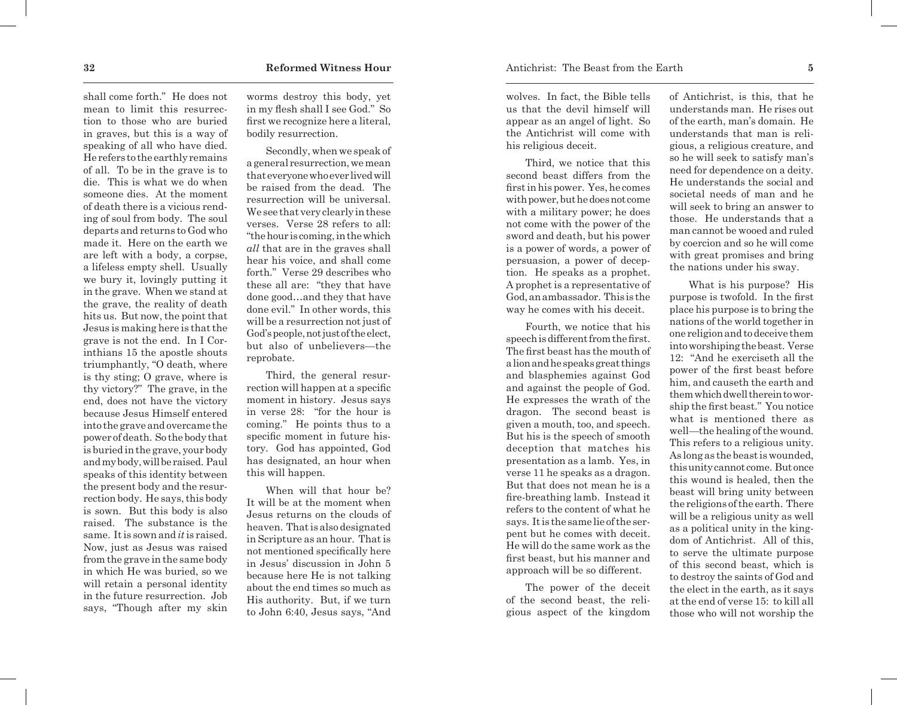shall come forth." He does not mean to limit this resurrection to those who are buried in graves, but this is a way of speaking of all who have died. He refers to the earthly remains of all. To be in the grave is to die. This is what we do when someone dies. At the moment of death there is a vicious rending of soul from body. The soul departs and returns to God who made it. Here on the earth we are left with a body, a corpse, a lifeless empty shell. Usually we bury it, lovingly putting it in the grave. When we stand at the grave, the reality of death hits us. But now, the point that Jesus is making here is that the grave is not the end. In I Corinthians 15 the apostle shouts triumphantly, "O death, where is thy sting; O grave, where is thy victory?" The grave, in the end, does not have the victory because Jesus Himself entered into the grave and overcame the power of death. So the body that is buried in the grave, your body and my body, will be raised. Paul speaks of this identity between the present body and the resurrection body. He says, this body is sown. But this body is also raised. The substance is the same. It is sown and *it* is raised. Now, just as Jesus was raised from the grave in the same body in which He was buried, so we will retain a personal identity in the future resurrection. Job says, "Though after my skin worms destroy this body, yet in my flesh shall I see God." So first we recognize here a literal, bodily resurrection.

Secondly, when we speak of a general resurrection, we mean that everyone who ever lived will be raised from the dead. The resurrection will be universal. We see that very clearly in these verses. Verse 28 refers to all: "the hour is coming, in the which *all* that are in the graves shall hear his voice, and shall come forth." Verse 29 describes who these all are: "they that have done good…and they that have done evil." In other words, this will be a resurrection not just of God's people, not just of the elect, but also of unbelievers—the reprobate.

Third, the general resurrection will happen at a specific moment in history. Jesus says in verse 28: "for the hour is coming." He points thus to a specific moment in future history. God has appointed, God has designated, an hour when this will happen.

When will that hour be? It will be at the moment when Jesus returns on the clouds of heaven. That is also designated in Scripture as an hour. That is not mentioned specifically here in Jesus' discussion in John 5 because here He is not talking about the end times so much as His authority. But, if we turn to John 6:40, Jesus says, "And

wolves. In fact, the Bible tells us that the devil himself will appear as an angel of light. So the Antichrist will come with his religious deceit.

Third, we notice that this second beast differs from the first in his power. Yes, he comes with power, but he does not come with a military power; he does not come with the power of the sword and death, but his power is a power of words, a power of persuasion, a power of deception. He speaks as a prophet. A prophet is a representative of God, an ambassador. This is the way he comes with his deceit.

Fourth, we notice that his speech is different from the first. The first beast has the mouth of a lion and he speaks great things and blasphemies against God and against the people of God. He expresses the wrath of the dragon. The second beast is given a mouth, too, and speech. But his is the speech of smooth deception that matches his presentation as a lamb. Yes, in verse 11 he speaks as a dragon. But that does not mean he is a fire-breathing lamb. Instead it refers to the content of what he says. It is the same lie of the serpent but he comes with deceit. He will do the same work as the first beast, but his manner and approach will be so different.

The power of the deceit of the second beast, the religious aspect of the kingdom of Antichrist, is this, that he understands man. He rises out of the earth, man's domain. He understands that man is religious, a religious creature, and so he will seek to satisfy man's need for dependence on a deity. He understands the social and societal needs of man and he will seek to bring an answer to those. He understands that a man cannot be wooed and ruled by coercion and so he will come with great promises and bring the nations under his sway.

What is his purpose? His purpose is twofold. In the first place his purpose is to bring the nations of the world together in one religion and to deceive them into worshiping the beast. Verse 12: "And he exerciseth all the power of the first beast before him, and causeth the earth and them which dwell therein to worship the first beast." You notice what is mentioned there as well—the healing of the wound. This refers to a religious unity. As long as the beast is wounded, this unity cannot come. But once this wound is healed, then the beast will bring unity between the religions of the earth. There will be a religious unity as well as a political unity in the kingdom of Antichrist. All of this, to serve the ultimate purpose of this second beast, which is to destroy the saints of God and the elect in the earth, as it says at the end of verse 15: to kill all those who will not worship the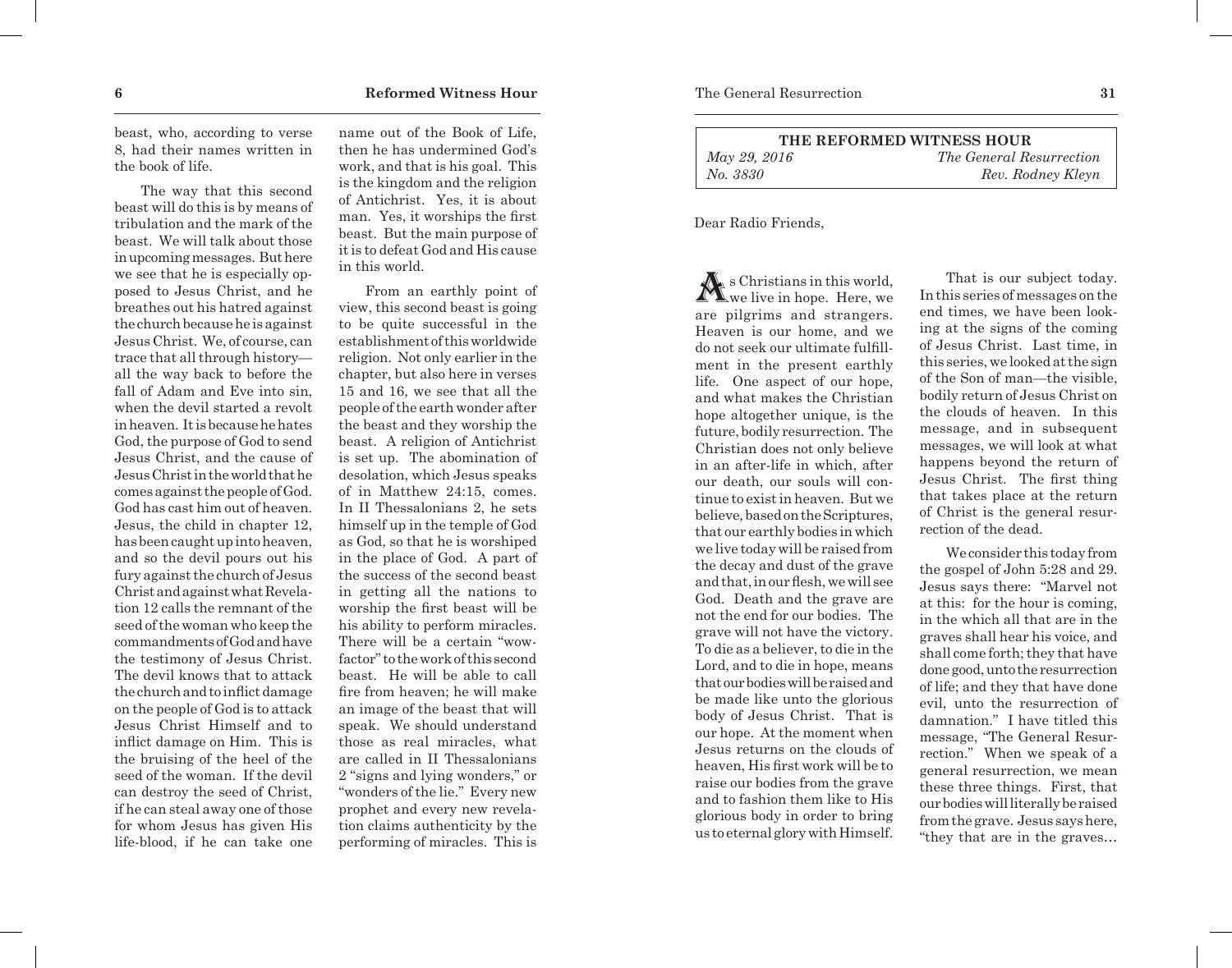beast, who, according to verse 8, had their names written in the book of life.

The way that this second beast will do this is by means of tribulation and the mark of the beast. We will talk about those in upcoming messages. But here we see that he is especially opposed to Jesus Christ, and he breathes out his hatred against the church because he is against Jesus Christ. We, of course, can trace that all through history—all the way back to before the fall of Adam and Eve into sin, when the devil started a revolt in heaven. It is because he hates God, the purpose of God to send Jesus Christ, and the cause of Jesus Christ in the world that he comes against the people of God. God has cast him out of heaven. Jesus, the child in chapter 12, has been caught up into heaven, and so the devil pours out his fury against the church of Jesus Christ and against what Revelation 12 calls the remnant of the seed of the woman who keep the commandments of God and have the testimony of Jesus Christ. The devil knows that to attack the church and to inflict damage on the people of God is to attack Jesus Christ Himself and to inflict damage on Him. This is the bruising of the heel of the seed of the woman. If the devil can destroy the seed of Christ, if he can steal away one of those for whom Jesus has given His life-blood, if he can take one name out of the Book of Life, then he has undermined God's work, and that is his goal. This is the kingdom and the religion of Antichrist. Yes, it is about man. Yes, it worships the first beast. But the main purpose of it is to defeat God and His cause in this world.

From an earthly point of view, this second beast is going to be quite successful in the establishment of this worldwide religion. Not only earlier in the chapter, but also here in verses 15 and 16, we see that all the people of the earth wonder after the beast and they worship the beast. A religion of Antichrist is set up. The abomination of desolation, which Jesus speaks of in Matthew 24:15, comes. In II Thessalonians 2, he sets himself up in the temple of God as God, so that he is worshiped in the place of God. A part of the success of the second beast in getting all the nations to worship the first beast will be his ability to perform miracles. There will be a certain "wow-factor" to the work of this second beast. He will be able to call fire from heaven; he will make an image of the beast that will speak. We should understand those as real miracles, what are called in II Thessalonians 2 "signs and lying wonders," or "wonders of the lie." Every new prophet and every new revelation claims authenticity by the performing of miracles. This is

| THE REFORMED WITNESS HOUR | |
|---|---|
| *May 29, 2016* | *The General Resurrection* |
| *No. 3830* | *Rev. Rodney Kleyn* |

Dear Radio Friends,

As Christians in this world, we live in hope. Here, we are pilgrims and strangers. Heaven is our home, and we do not seek our ultimate fulfillment in the present earthly life. One aspect of our hope, and what makes the Christian hope altogether unique, is the future, bodily resurrection. The Christian does not only believe in an after-life in which, after our death, our souls will continue to exist in heaven. But we believe, based on the Scriptures, that our earthly bodies in which we live today will be raised from the decay and dust of the grave and that, in our flesh, we will see God. Death and the grave are not the end for our bodies. The grave will not have the victory. To die as a believer, to die in the Lord, and to die in hope, means that our bodies will be raised and be made like unto the glorious body of Jesus Christ. That is our hope. At the moment when Jesus returns on the clouds of heaven, His first work will be to raise our bodies from the grave and to fashion them like to His glorious body in order to bring us to eternal glory with Himself.

That is our subject today. In this series of messages on the end times, we have been looking at the signs of the coming of Jesus Christ. Last time, in this series, we looked at the sign of the Son of man—the visible, bodily return of Jesus Christ on the clouds of heaven. In this message, and in subsequent messages, we will look at what happens beyond the return of Jesus Christ. The first thing that takes place at the return of Christ is the general resurrection of the dead.

We consider this today from the gospel of John 5:28 and 29. Jesus says there: "Marvel not at this: for the hour is coming, in the which all that are in the graves shall hear his voice, and shall come forth; they that have done good, unto the resurrection of life; and they that have done evil, unto the resurrection of damnation." I have titled this message, "The General Resurrection." When we speak of a general resurrection, we mean these three things. First, that our bodies will literally be raised from the grave. Jesus says here, "they that are in the graves…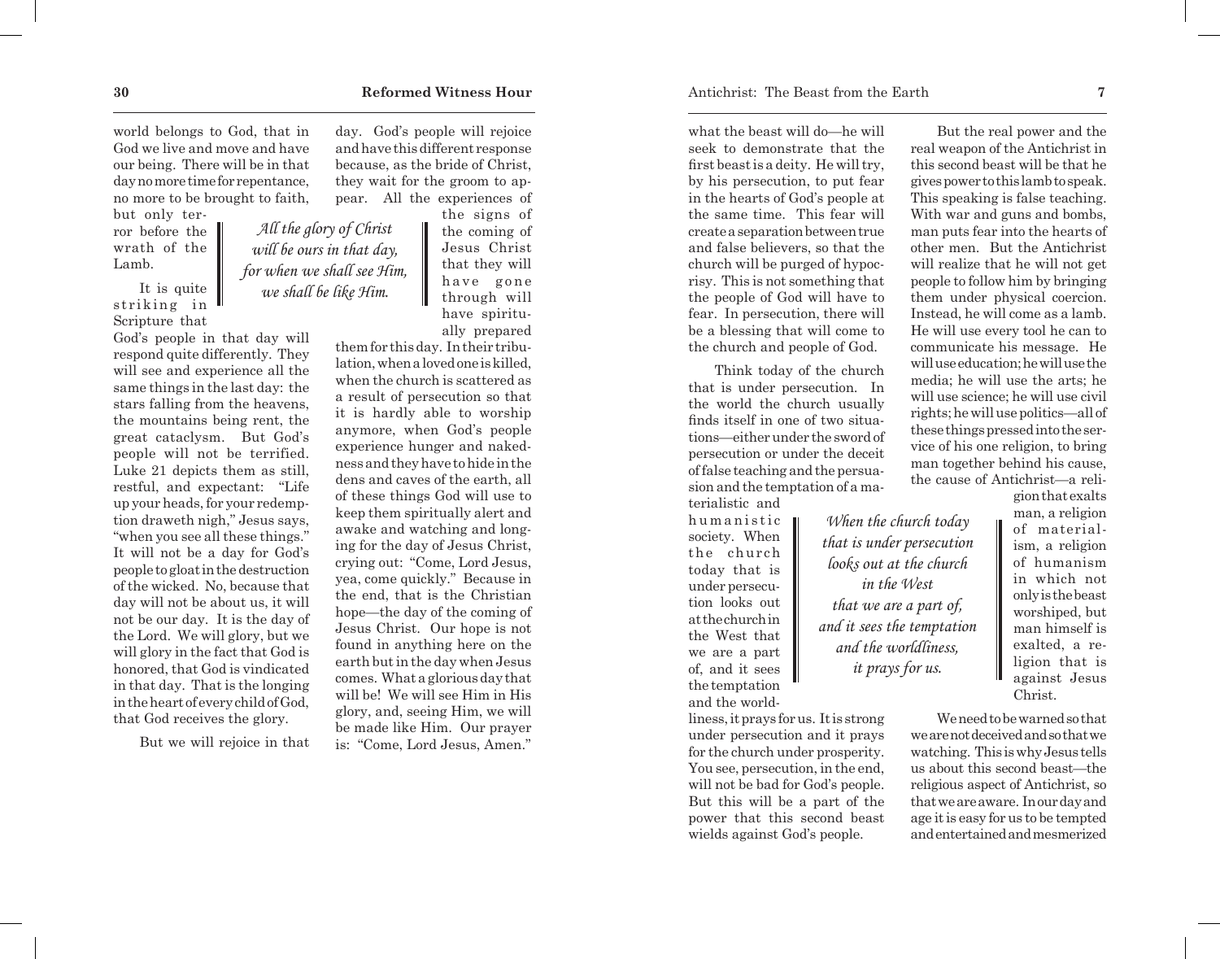world belongs to God, that in God we live and move and have our being. There will be in that day no more time for repentance, no more to be brought to faith, but only terror before the wrath of the Lamb.

*All the glory of Christ will be ours in that day, for when we shall see Him, we shall be like Him.*

It is quite striking in Scripture that God's people in that day will respond quite differently. They will see and experience all the same things in the last day: the stars falling from the heavens, the mountains being rent, the great cataclysm. But God's people will not be terrified. Luke 21 depicts them as still, restful, and expectant: "Life up your heads, for your redemption draweth nigh," Jesus says, "when you see all these things." It will not be a day for God's people to gloat in the destruction of the wicked. No, because that day will not be about us, it will not be our day. It is the day of the Lord. We will glory, but we will glory in the fact that God is honored, that God is vindicated in that day. That is the longing in the heart of every child of God, that God receives the glory.

But we will rejoice in that day. God's people will rejoice and have this different response because, as the bride of Christ, they wait for the groom to appear. All the experiences of the signs of the coming of Jesus Christ that they will have gone through will have spiritually prepared them for this day. In their tribulation, when a loved one is killed, when the church is scattered as a result of persecution so that it is hardly able to worship anymore, when God's people experience hunger and nakedness and they have to hide in the dens and caves of the earth, all of these things God will use to keep them spiritually alert and awake and watching and longing for the day of Jesus Christ, crying out: "Come, Lord Jesus, yea, come quickly." Because in the end, that is the Christian hope—the day of the coming of Jesus Christ. Our hope is not found in anything here on the earth but in the day when Jesus comes. What a glorious day that will be! We will see Him in His glory, and, seeing Him, we will be made like Him. Our prayer is: "Come, Lord Jesus, Amen."

what the beast will do—he will seek to demonstrate that the first beast is a deity. He will try, by his persecution, to put fear in the hearts of God's people at the same time. This fear will create a separation between true and false believers, so that the church will be purged of hypocrisy. This is not something that the people of God will have to fear. In persecution, there will be a blessing that will come to the church and people of God.

Think today of the church that is under persecution. In the world the church usually finds itself in one of two situations—either under the sword of persecution or under the deceit of false teaching and the persuasion and the temptation of a materialistic and humanistic society. When the church today that is under persecution looks out at the church in the West that we are a part of, and it sees the temptation and the worldliness, it prays for us. It is strong under persecution and it prays for the church under prosperity. You see, persecution, in the end, will not be bad for God's people. But this will be a part of the power that this second beast wields against God's people.

*When the church today that is under persecution looks out at the church in the West that we are a part of, and it sees the temptation and the worldliness, it prays for us.*

But the real power and the real weapon of the Antichrist in this second beast will be that he gives power to this lamb to speak. This speaking is false teaching. With war and guns and bombs, man puts fear into the hearts of other men. But the Antichrist will realize that he will not get people to follow him by bringing them under physical coercion. Instead, he will come as a lamb. He will use every tool he can to communicate his message. He will use education; he will use the media; he will use the arts; he will use science; he will use civil rights; he will use politics—all of these things pressed into the service of his one religion, to bring man together behind his cause, the cause of Antichrist—a religion that exalts man, a religion of materialism, a religion of humanism in which not only is the beast worshiped, but man himself is exalted, a religion that is against Jesus Christ.

We need to be warned so that we are not deceived and so that we are watching. This is why Jesus tells us about this second beast—the religious aspect of Antichrist, so that we are aware. In our day and age it is easy for us to be tempted and entertained and mesmerized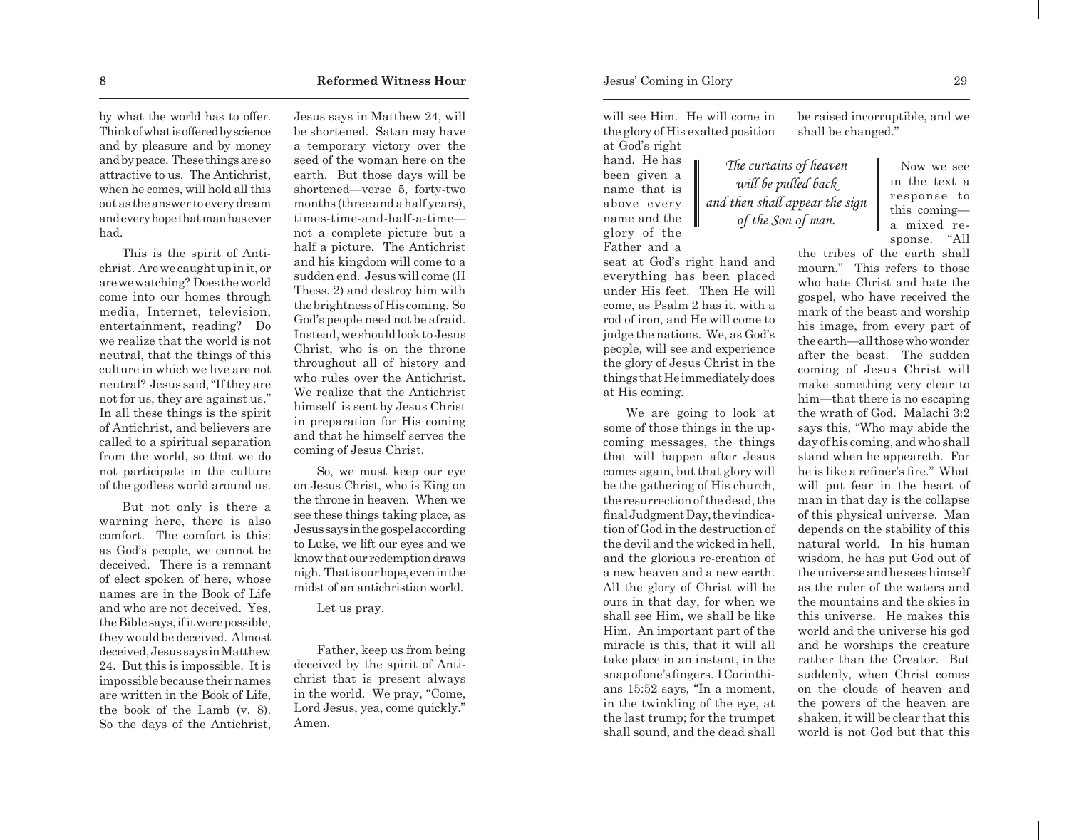by what the world has to offer. Think of what is offered by science and by pleasure and by money and by peace. These things are so attractive to us. The Antichrist, when he comes, will hold all this out as the answer to every dream and every hope that man has ever had.

This is the spirit of Antichrist. Are we caught up in it, or are we watching? Does the world come into our homes through media, Internet, television, entertainment, reading? Do we realize that the world is not neutral, that the things of this culture in which we live are not neutral? Jesus said, "If they are not for us, they are against us." In all these things is the spirit of Antichrist, and believers are called to a spiritual separation from the world, so that we do not participate in the culture of the godless world around us.

But not only is there a warning here, there is also comfort. The comfort is this: as God's people, we cannot be deceived. There is a remnant of elect spoken of here, whose names are in the Book of Life and who are not deceived. Yes, the Bible says, if it were possible, they would be deceived. Almost deceived, Jesus says in Matthew 24. But this is impossible. It is impossible because their names are written in the Book of Life, the book of the Lamb (v. 8). So the days of the Antichrist, Jesus says in Matthew 24, will be shortened. Satan may have a temporary victory over the seed of the woman here on the earth. But those days will be shortened—verse 5, forty-two months (three and a half years), times-time-and-half-a-time—not a complete picture but a half a picture. The Antichrist and his kingdom will come to a sudden end. Jesus will come (II Thess. 2) and destroy him with the brightness of His coming. So God's people need not be afraid. Instead, we should look to Jesus Christ, who is on the throne throughout all of history and who rules over the Antichrist. We realize that the Antichrist himself is sent by Jesus Christ in preparation for His coming and that he himself serves the coming of Jesus Christ.

So, we must keep our eye on Jesus Christ, who is King on the throne in heaven. When we see these things taking place, as Jesus says in the gospel according to Luke, we lift our eyes and we know that our redemption draws nigh. That is our hope, even in the midst of an antichristian world.

Let us pray.

Father, keep us from being deceived by the spirit of Antichrist that is present always in the world. We pray, "Come, Lord Jesus, yea, come quickly." Amen.

will see Him. He will come in the glory of His exalted position at God's right hand. He has been given a name that is above every name and the glory of the Father and a seat at God's right hand and everything has been placed under His feet. Then He will come, as Psalm 2 has it, with a rod of iron, and He will come to judge the nations. We, as God's people, will see and experience the glory of Jesus Christ in the things that He immediately does at His coming.

*The curtains of heaven will be pulled back and then shall appear the sign of the Son of man.*

We are going to look at some of those things in the upcoming messages, the things that will happen after Jesus comes again, but that glory will be the gathering of His church, the resurrection of the dead, the final Judgment Day, the vindication of God in the destruction of the devil and the wicked in hell, and the glorious re-creation of a new heaven and a new earth. All the glory of Christ will be ours in that day, for when we shall see Him, we shall be like Him. An important part of the miracle is this, that it will all take place in an instant, in the snap of one's fingers. I Corinthians 15:52 says, "In a moment, in the twinkling of the eye, at the last trump; for the trumpet shall sound, and the dead shall be raised incorruptible, and we shall be changed."

Now we see in the text a response to this coming—a mixed response. "All the tribes of the earth shall mourn." This refers to those who hate Christ and hate the gospel, who have received the mark of the beast and worship his image, from every part of the earth—all those who wonder after the beast. The sudden coming of Jesus Christ will make something very clear to him—that there is no escaping the wrath of God. Malachi 3:2 says this, "Who may abide the day of his coming, and who shall stand when he appeareth. For he is like a refiner's fire." What will put fear in the heart of man in that day is the collapse of this physical universe. Man depends on the stability of this natural world. In his human wisdom, he has put God out of the universe and he sees himself as the ruler of the waters and the mountains and the skies in this universe. He makes this world and the universe his god and he worships the creature rather than the Creator. But suddenly, when Christ comes on the clouds of heaven and the powers of the heaven are shaken, it will be clear that this world is not God but that this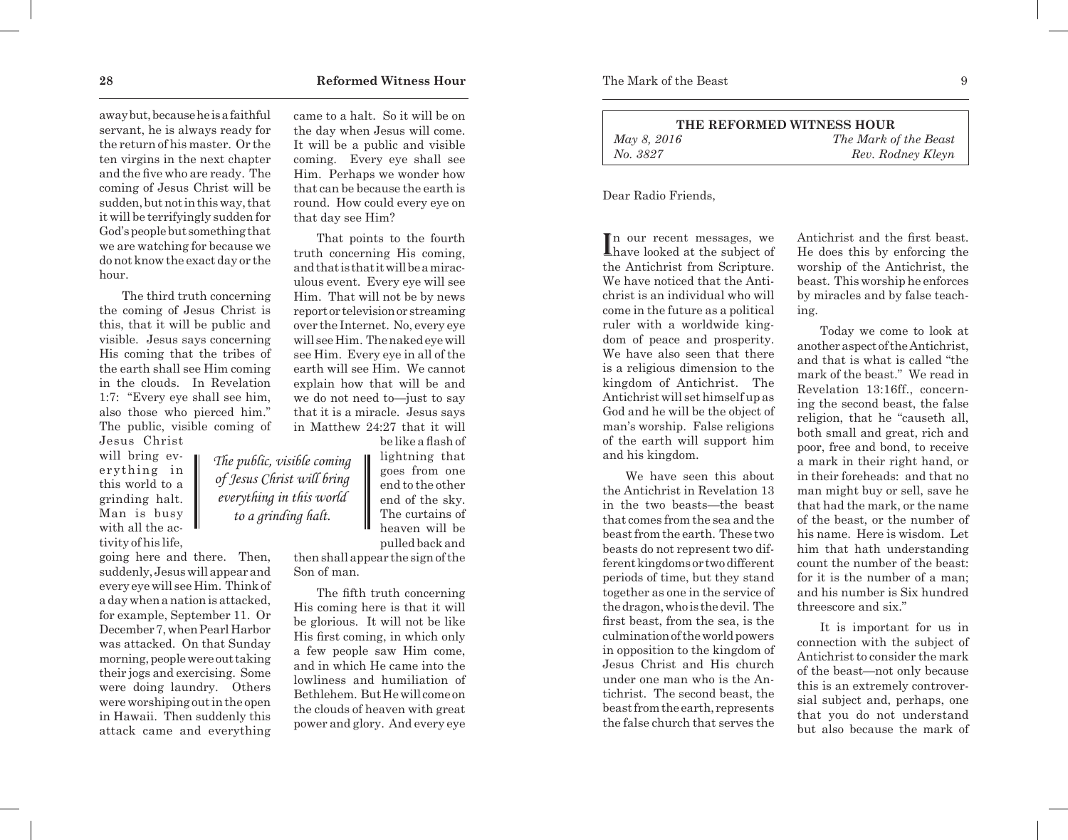away but, because he is a faithful servant, he is always ready for the return of his master. Or the ten virgins in the next chapter and the five who are ready. The coming of Jesus Christ will be sudden, but not in this way, that it will be terrifyingly sudden for God's people but something that we are watching for because we do not know the exact day or the hour.

The third truth concerning the coming of Jesus Christ is this, that it will be public and visible. Jesus says concerning His coming that the tribes of the earth shall see Him coming in the clouds. In Revelation 1:7: "Every eye shall see him, also those who pierced him." The public, visible coming of Jesus Christ will bring everything in this world to a grinding halt. Man is busy with all the activity of his life, going here and there. Then, suddenly, Jesus will appear and every eye will see Him. Think of a day when a nation is attacked, for example, September 11. Or December 7, when Pearl Harbor was attacked. On that Sunday morning, people were out taking their jogs and exercising. Some were doing laundry. Others were worshiping out in the open in Hawaii. Then suddenly this attack came and everything came to a halt. So it will be on the day when Jesus will come. It will be a public and visible coming. Every eye shall see Him. Perhaps we wonder how that can be because the earth is round. How could every eye on that day see Him?

*The public, visible coming of Jesus Christ will bring everything in this world to a grinding halt.*

That points to the fourth truth concerning His coming, and that is that it will be a miraculous event. Every eye will see Him. That will not be by news report or television or streaming over the Internet. No, every eye will see Him. The naked eye will see Him. Every eye in all of the earth will see Him. We cannot explain how that will be and we do not need to—just to say that it is a miracle. Jesus says in Matthew 24:27 that it will be like a flash of lightning that goes from one end to the other end of the sky. The curtains of heaven will be pulled back and then shall appear the sign of the Son of man.

The fifth truth concerning His coming here is that it will be glorious. It will not be like His first coming, in which only a few people saw Him come, and in which He came into the lowliness and humiliation of Bethlehem. But He will come on the clouds of heaven with great power and glory. And every eye

**THE REFORMED WITNESS HOUR**

*May 8, 2016* — *The Mark of the Beast*
*No. 3827* — *Rev. Rodney Kleyn*

Dear Radio Friends,

In our recent messages, we have looked at the subject of the Antichrist from Scripture. We have noticed that the Antichrist is an individual who will come in the future as a political ruler with a worldwide kingdom of peace and prosperity. We have also seen that there is a religious dimension to the kingdom of Antichrist. The Antichrist will set himself up as God and he will be the object of man's worship. False religions of the earth will support him and his kingdom.

We have seen this about the Antichrist in Revelation 13 in the two beasts—the beast that comes from the sea and the beast from the earth. These two beasts do not represent two different kingdoms or two different periods of time, but they stand together as one in the service of the dragon, who is the devil. The first beast, from the sea, is the culmination of the world powers in opposition to the kingdom of Jesus Christ and His church under one man who is the Antichrist. The second beast, the beast from the earth, represents the false church that serves the Antichrist and the first beast. He does this by enforcing the worship of the Antichrist, the beast. This worship he enforces by miracles and by false teaching.

Today we come to look at another aspect of the Antichrist, and that is what is called "the mark of the beast." We read in Revelation 13:16ff., concerning the second beast, the false religion, that he "causeth all, both small and great, rich and poor, free and bond, to receive a mark in their right hand, or in their foreheads: and that no man might buy or sell, save he that had the mark, or the name of the beast, or the number of his name. Here is wisdom. Let him that hath understanding count the number of the beast: for it is the number of a man; and his number is Six hundred threescore and six."

It is important for us in connection with the subject of Antichrist to consider the mark of the beast—not only because this is an extremely controversial subject and, perhaps, one that you do not understand but also because the mark of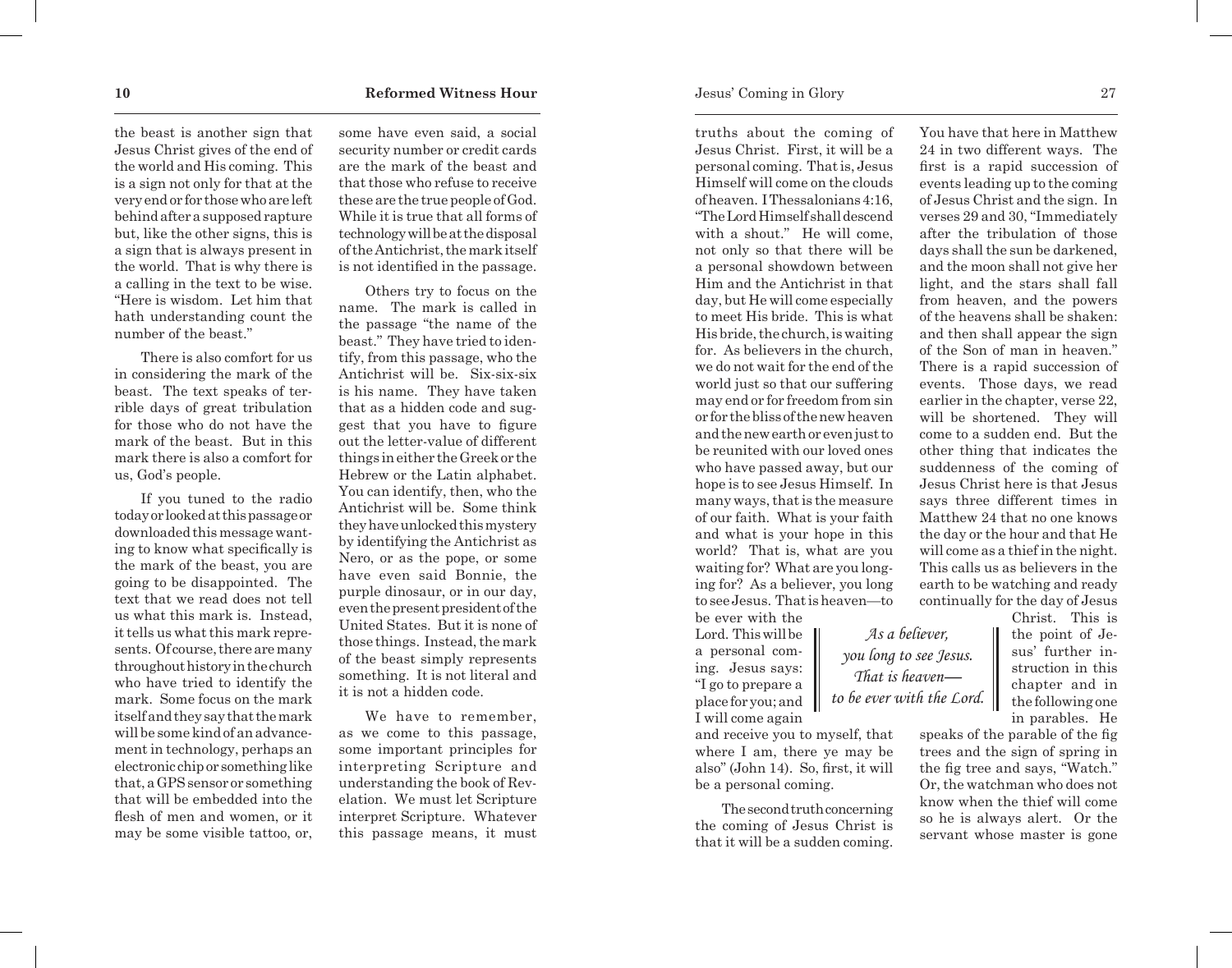the beast is another sign that Jesus Christ gives of the end of the world and His coming. This is a sign not only for that at the very end or for those who are left behind after a supposed rapture but, like the other signs, this is a sign that is always present in the world. That is why there is a calling in the text to be wise. "Here is wisdom. Let him that hath understanding count the number of the beast."

There is also comfort for us in considering the mark of the beast. The text speaks of terrible days of great tribulation for those who do not have the mark of the beast. But in this mark there is also a comfort for us, God's people.

If you tuned to the radio today or looked at this passage or downloaded this message wanting to know what specifically is the mark of the beast, you are going to be disappointed. The text that we read does not tell us what this mark is. Instead, it tells us what this mark represents. Of course, there are many throughout history in the church who have tried to identify the mark. Some focus on the mark itself and they say that the mark will be some kind of an advancement in technology, perhaps an electronic chip or something like that, a GPS sensor or something that will be embedded into the flesh of men and women, or it may be some visible tattoo, or, some have even said, a social security number or credit cards are the mark of the beast and that those who refuse to receive these are the true people of God. While it is true that all forms of technology will be at the disposal of the Antichrist, the mark itself is not identified in the passage.

Others try to focus on the name. The mark is called in the passage "the name of the beast." They have tried to identify, from this passage, who the Antichrist will be. Six-six-six is his name. They have taken that as a hidden code and suggest that you have to figure out the letter-value of different things in either the Greek or the Hebrew or the Latin alphabet. You can identify, then, who the Antichrist will be. Some think they have unlocked this mystery by identifying the Antichrist as Nero, or as the pope, or some have even said Bonnie, the purple dinosaur, or in our day, even the present president of the United States. But it is none of those things. Instead, the mark of the beast simply represents something. It is not literal and it is not a hidden code.

We have to remember, as we come to this passage, some important principles for interpreting Scripture and understanding the book of Revelation. We must let Scripture interpret Scripture. Whatever this passage means, it must

truths about the coming of Jesus Christ. First, it will be a personal coming. That is, Jesus Himself will come on the clouds of heaven. I Thessalonians 4:16, "The Lord Himself shall descend with a shout." He will come, not only so that there will be a personal showdown between Him and the Antichrist in that day, but He will come especially to meet His bride. This is what His bride, the church, is waiting for. As believers in the church, we do not wait for the end of the world just so that our suffering may end or for freedom from sin or for the bliss of the new heaven and the new earth or even just to be reunited with our loved ones who have passed away, but our hope is to see Jesus Himself. In many ways, that is the measure of our faith. What is your faith and what is your hope in this world? That is, what are you waiting for? What are you longing for? As a believer, you long to see Jesus. That is heaven—to be ever with the Lord. This will be a personal coming. Jesus says: "I go to prepare a place for you; and I will come again and receive you to myself, that where I am, there ye may be also" (John 14). So, first, it will be a personal coming.

> *As a believer, you long to see Jesus. That is heaven— to be ever with the Lord.*

The second truth concerning the coming of Jesus Christ is that it will be a sudden coming. You have that here in Matthew 24 in two different ways. The first is a rapid succession of events leading up to the coming of Jesus Christ and the sign. In verses 29 and 30, "Immediately after the tribulation of those days shall the sun be darkened, and the moon shall not give her light, and the stars shall fall from heaven, and the powers of the heavens shall be shaken: and then shall appear the sign of the Son of man in heaven." There is a rapid succession of events. Those days, we read earlier in the chapter, verse 22, will be shortened. They will come to a sudden end. But the other thing that indicates the suddenness of the coming of Jesus Christ here is that Jesus says three different times in Matthew 24 that no one knows the day or the hour and that He will come as a thief in the night. This calls us as believers in the earth to be watching and ready continually for the day of Jesus Christ. This is the point of Jesus' further instruction in this chapter and in the following one in parables. He speaks of the parable of the fig trees and the sign of spring in the fig tree and says, "Watch." Or, the watchman who does not know when the thief will come so he is always alert. Or the servant whose master is gone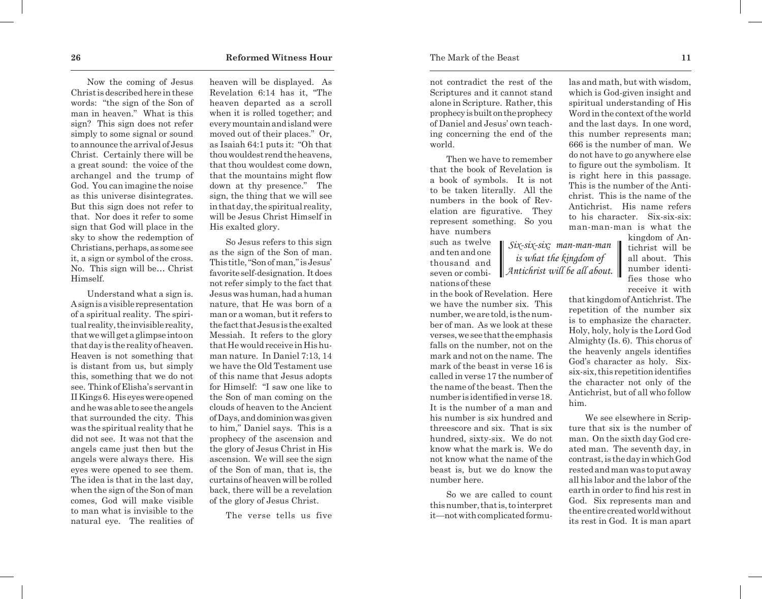Now the coming of Jesus Christ is described here in these words: "the sign of the Son of man in heaven." What is this sign? This sign does not refer simply to some signal or sound to announce the arrival of Jesus Christ. Certainly there will be a great sound: the voice of the archangel and the trump of God. You can imagine the noise as this universe disintegrates. But this sign does not refer to that. Nor does it refer to some sign that God will place in the sky to show the redemption of Christians, perhaps, as some see it, a sign or symbol of the cross. No. This sign will be… Christ Himself.

Understand what a sign is. A sign is a visible representation of a spiritual reality. The spiritual reality, the invisible reality, that we will get a glimpse into on that day is the reality of heaven. Heaven is not something that is distant from us, but simply this, something that we do not see. Think of Elisha's servant in II Kings 6. His eyes were opened and he was able to see the angels that surrounded the city. This was the spiritual reality that he did not see. It was not that the angels came just then but the angels were always there. His eyes were opened to see them. The idea is that in the last day, when the sign of the Son of man comes, God will make visible to man what is invisible to the natural eye. The realities of heaven will be displayed. As Revelation 6:14 has it, "The heaven departed as a scroll when it is rolled together; and every mountain and island were moved out of their places." Or, as Isaiah 64:1 puts it: "Oh that thou wouldest rend the heavens, that thou wouldest come down, that the mountains might flow down at thy presence." The sign, the thing that we will see in that day, the spiritual reality, will be Jesus Christ Himself in His exalted glory.

So Jesus refers to this sign as the sign of the Son of man. This title, "Son of man," is Jesus' favorite self-designation. It does not refer simply to the fact that Jesus was human, had a human nature, that He was born of a man or a woman, but it refers to the fact that Jesus is the exalted Messiah. It refers to the glory that He would receive in His human nature. In Daniel 7:13, 14 we have the Old Testament use of this name that Jesus adopts for Himself: "I saw one like to the Son of man coming on the clouds of heaven to the Ancient of Days, and dominion was given to him," Daniel says. This is a prophecy of the ascension and the glory of Jesus Christ in His ascension. We will see the sign of the Son of man, that is, the curtains of heaven will be rolled back, there will be a revelation of the glory of Jesus Christ.

The verse tells us five

not contradict the rest of the Scriptures and it cannot stand alone in Scripture. Rather, this prophecy is built on the prophecy of Daniel and Jesus' own teaching concerning the end of the world.

Then we have to remember that the book of Revelation is a book of symbols. It is not to be taken literally. All the numbers in the book of Revelation are figurative. They represent something. So you have numbers such as twelve and ten and one thousand and seven or combinations of these in the book of Revelation. Here we have the number six. This number, we are told, is the number of man. As we look at these verses, we see that the emphasis falls on the number, not on the mark and not on the name. The mark of the beast in verse 16 is called in verse 17 the number of the name of the beast. Then the number is identified in verse 18. It is the number of a man and his number is six hundred and threescore and six. That is six hundred, sixty-six. We do not know what the mark is. We do not know what the name of the beast is, but we do know the number here.

So we are called to count this number, that is, to interpret it—not with complicated formulas and math, but with wisdom, which is God-given insight and spiritual understanding of His Word in the context of the world and the last days. In one word, this number represents man; 666 is the number of man. We do not have to go anywhere else to figure out the symbolism. It is right here in this passage. This is the number of the Antichrist. This is the name of the Antichrist. His name refers to his character. Six-six-six: man-man-man is what the kingdom of Antichrist will be all about. This number identifies those who receive it with that kingdom of Antichrist. The repetition of the number six is to emphasize the character. Holy, holy, holy is the Lord God Almighty (Is. 6). This chorus of the heavenly angels identifies God's character as holy. Six-six-six, this repetition identifies the character not only of the Antichrist, but of all who follow him.

> *Six-six-six: man-man-man is what the kingdom of Antichrist will be all about.*

We see elsewhere in Scripture that six is the number of man. On the sixth day God created man. The seventh day, in contrast, is the day in which God rested and man was to put away all his labor and the labor of the earth in order to find his rest in God. Six represents man and the entire created world without its rest in God. It is man apart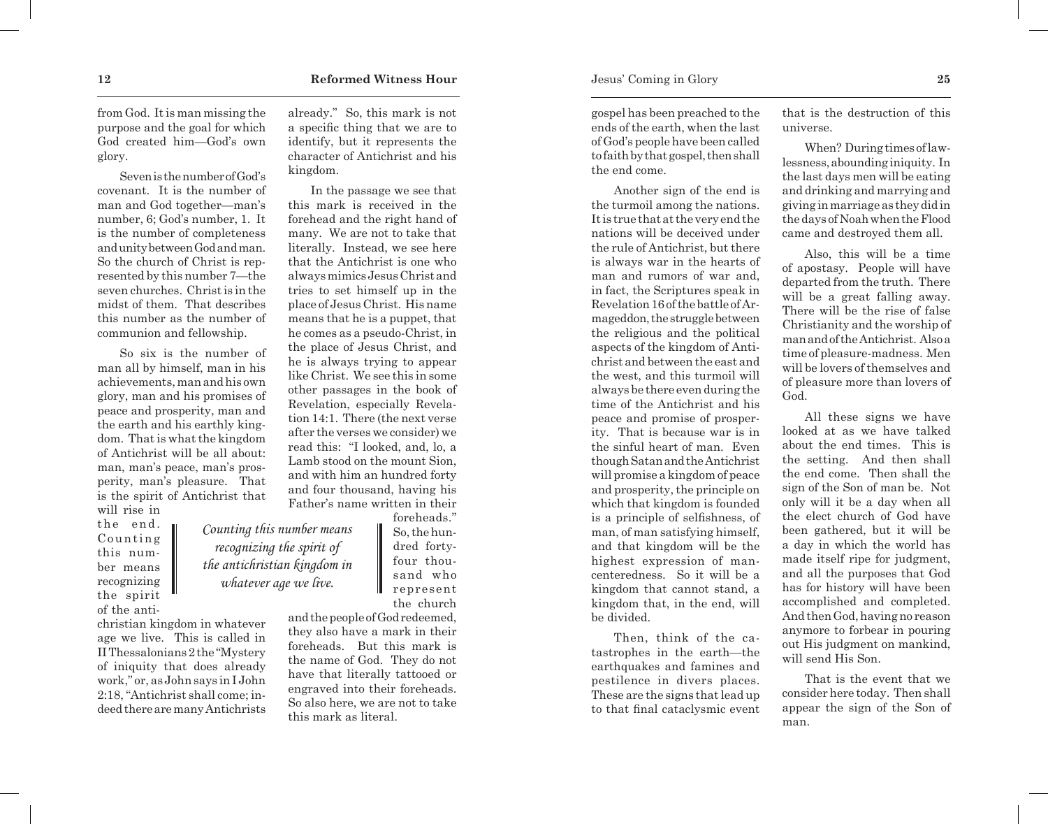from God. It is man missing the purpose and the goal for which God created him—God's own glory.

Seven is the number of God's covenant. It is the number of man and God together—man's number, 6; God's number, 1. It is the number of completeness and unity between God and man. So the church of Christ is represented by this number 7—the seven churches. Christ is in the midst of them. That describes this number as the number of communion and fellowship.

So six is the number of man all by himself, man in his achievements, man and his own glory, man and his promises of peace and prosperity, man and the earth and his earthly kingdom. That is what the kingdom of Antichrist will be all about: man, man's peace, man's prosperity, man's pleasure. That is the spirit of Antichrist that will rise in the end. Counting this number means recognizing the spirit of the antichristian kingdom in whatever age we live. This is called in II Thessalonians 2 the "Mystery of iniquity that does already work," or, as John says in I John 2:18, "Antichrist shall come; indeed there are many Antichrists already." So, this mark is not a specific thing that we are to identify, but it represents the character of Antichrist and his kingdom.

> *Counting this number means recognizing the spirit of the antichristian kingdom in whatever age we live.*

In the passage we see that this mark is received in the forehead and the right hand of many. We are not to take that literally. Instead, we see here that the Antichrist is one who always mimics Jesus Christ and tries to set himself up in the place of Jesus Christ. His name means that he is a puppet, that he comes as a pseudo-Christ, in the place of Jesus Christ, and he is always trying to appear like Christ. We see this in some other passages in the book of Revelation, especially Revelation 14:1. There (the next verse after the verses we consider) we read this: "I looked, and, lo, a Lamb stood on the mount Sion, and with him an hundred forty and four thousand, having his Father's name written in their foreheads." So, the hundred forty-four thousand who represent the church and the people of God redeemed, they also have a mark in their foreheads. But this mark is the name of God. They do not have that literally tattooed or engraved into their foreheads. So also here, we are not to take this mark as literal.

gospel has been preached to the ends of the earth, when the last of God's people have been called to faith by that gospel, then shall the end come.

Another sign of the end is the turmoil among the nations. It is true that at the very end the nations will be deceived under the rule of Antichrist, but there is always war in the hearts of man and rumors of war and, in fact, the Scriptures speak in Revelation 16 of the battle of Armageddon, the struggle between the religious and the political aspects of the kingdom of Antichrist and between the east and the west, and this turmoil will always be there even during the time of the Antichrist and his peace and promise of prosperity. That is because war is in the sinful heart of man. Even though Satan and the Antichrist will promise a kingdom of peace and prosperity, the principle on which that kingdom is founded is a principle of selfishness, of man, of man satisfying himself, and that kingdom will be the highest expression of man-centeredness. So it will be a kingdom that cannot stand, a kingdom that, in the end, will be divided.

Then, think of the catastrophes in the earth—the earthquakes and famines and pestilence in divers places. These are the signs that lead up to that final cataclysmic event that is the destruction of this universe.

When? During times of lawlessness, abounding iniquity. In the last days men will be eating and drinking and marrying and giving in marriage as they did in the days of Noah when the Flood came and destroyed them all.

Also, this will be a time of apostasy. People will have departed from the truth. There will be a great falling away. There will be the rise of false Christianity and the worship of man and of the Antichrist. Also a time of pleasure-madness. Men will be lovers of themselves and of pleasure more than lovers of God.

All these signs we have looked at as we have talked about the end times. This is the setting. And then shall the end come. Then shall the sign of the Son of man be. Not only will it be a day when all the elect church of God have been gathered, but it will be a day in which the world has made itself ripe for judgment, and all the purposes that God has for history will have been accomplished and completed. And then God, having no reason anymore to forbear in pouring out His judgment on mankind, will send His Son.

That is the event that we consider here today. Then shall appear the sign of the Son of man.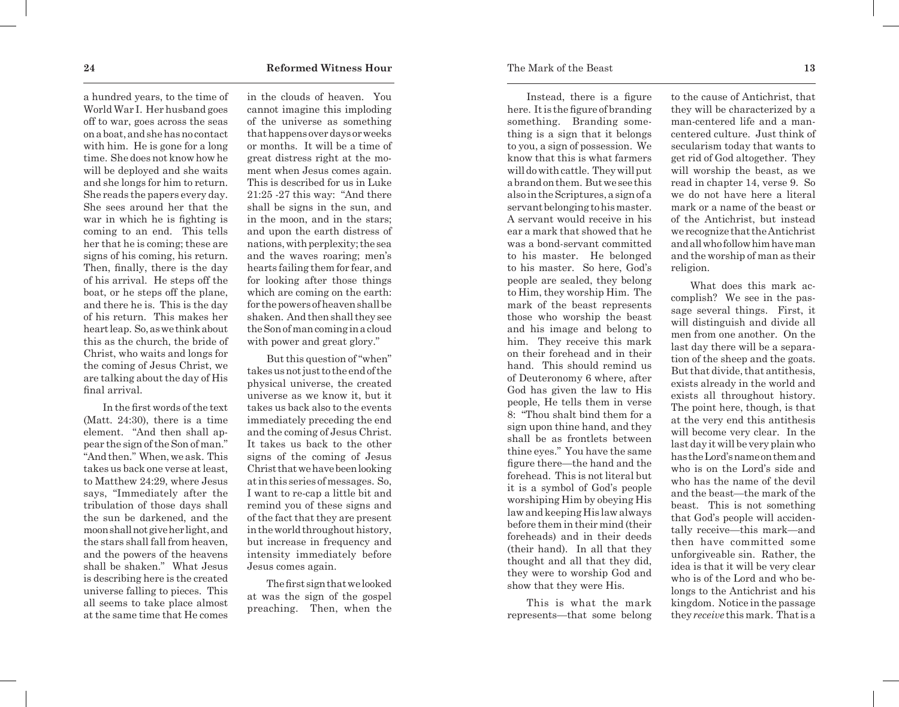a hundred years, to the time of World War I. Her husband goes off to war, goes across the seas on a boat, and she has no contact with him. He is gone for a long time. She does not know how he will be deployed and she waits and she longs for him to return. She reads the papers every day. She sees around her that the war in which he is fighting is coming to an end. This tells her that he is coming; these are signs of his coming, his return. Then, finally, there is the day of his arrival. He steps off the boat, or he steps off the plane, and there he is. This is the day of his return. This makes her heart leap. So, as we think about this as the church, the bride of Christ, who waits and longs for the coming of Jesus Christ, we are talking about the day of His final arrival.

In the first words of the text (Matt. 24:30), there is a time element. "And then shall appear the sign of the Son of man." "And then." When, we ask. This takes us back one verse at least, to Matthew 24:29, where Jesus says, "Immediately after the tribulation of those days shall the sun be darkened, and the moon shall not give her light, and the stars shall fall from heaven, and the powers of the heavens shall be shaken." What Jesus is describing here is the created universe falling to pieces. This all seems to take place almost at the same time that He comes in the clouds of heaven. You cannot imagine this imploding of the universe as something that happens over days or weeks or months. It will be a time of great distress right at the moment when Jesus comes again. This is described for us in Luke 21:25 -27 this way: "And there shall be signs in the sun, and in the moon, and in the stars; and upon the earth distress of nations, with perplexity; the sea and the waves roaring; men's hearts failing them for fear, and for looking after those things which are coming on the earth: for the powers of heaven shall be shaken. And then shall they see the Son of man coming in a cloud with power and great glory."

But this question of "when" takes us not just to the end of the physical universe, the created universe as we know it, but it takes us back also to the events immediately preceding the end and the coming of Jesus Christ. It takes us back to the other signs of the coming of Jesus Christ that we have been looking at in this series of messages. So, I want to re-cap a little bit and remind you of these signs and of the fact that they are present in the world throughout history, but increase in frequency and intensity immediately before Jesus comes again.

The first sign that we looked at was the sign of the gospel preaching. Then, when the

Instead, there is a figure here. It is the figure of branding something. Branding something is a sign that it belongs to you, a sign of possession. We know that this is what farmers will do with cattle. They will put a brand on them. But we see this also in the Scriptures, a sign of a servant belonging to his master. A servant would receive in his ear a mark that showed that he was a bond-servant committed to his master. He belonged to his master. So here, God's people are sealed, they belong to Him, they worship Him. The mark of the beast represents those who worship the beast and his image and belong to him. They receive this mark on their forehead and in their hand. This should remind us of Deuteronomy 6 where, after God has given the law to His people, He tells them in verse 8: "Thou shalt bind them for a sign upon thine hand, and they shall be as frontlets between thine eyes." You have the same figure there—the hand and the forehead. This is not literal but it is a symbol of God's people worshiping Him by obeying His law and keeping His law always before them in their mind (their foreheads) and in their deeds (their hand). In all that they thought and all that they did, they were to worship God and show that they were His.

This is what the mark represents—that some belong to the cause of Antichrist, that they will be characterized by a man-centered life and a man-centered culture. Just think of secularism today that wants to get rid of God altogether. They will worship the beast, as we read in chapter 14, verse 9. So we do not have here a literal mark or a name of the beast or of the Antichrist, but instead we recognize that the Antichrist and all who follow him have man and the worship of man as their religion.

What does this mark accomplish? We see in the passage several things. First, it will distinguish and divide all men from one another. On the last day there will be a separation of the sheep and the goats. But that divide, that antithesis, exists already in the world and exists all throughout history. The point here, though, is that at the very end this antithesis will become very clear. In the last day it will be very plain who has the Lord's name on them and who is on the Lord's side and who has the name of the devil and the beast—the mark of the beast. This is not something that God's people will accidentally receive—this mark—and then have committed some unforgiveable sin. Rather, the idea is that it will be very clear who is of the Lord and who belongs to the Antichrist and his kingdom. Notice in the passage they *receive* this mark. That is a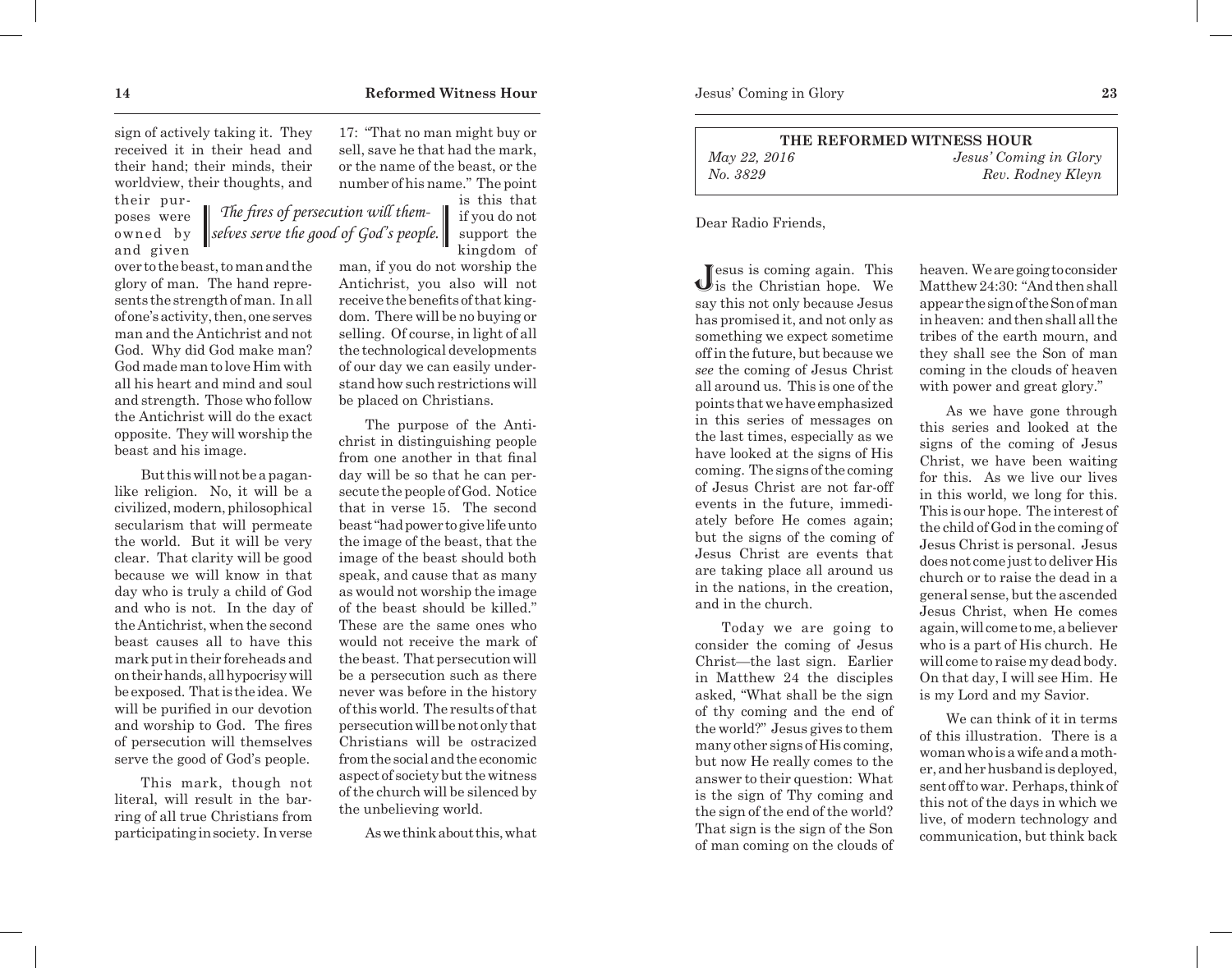sign of actively taking it. They received it in their head and their hand; their minds, their worldview, their thoughts, and their purposes were owned by and given over to the beast, to man and the glory of man. The hand represents the strength of man. In all of one's activity, then, one serves man and the Antichrist and not God. Why did God make man? God made man to love Him with all his heart and mind and soul and strength. Those who follow the Antichrist will do the exact opposite. They will worship the beast and his image.

*The fires of persecution will themselves serve the good of God's people.*

But this will not be a pagan-like religion. No, it will be a civilized, modern, philosophical secularism that will permeate the world. But it will be very clear. That clarity will be good because we will know in that day who is truly a child of God and who is not. In the day of the Antichrist, when the second beast causes all to have this mark put in their foreheads and on their hands, all hypocrisy will be exposed. That is the idea. We will be purified in our devotion and worship to God. The fires of persecution will themselves serve the good of God's people.

This mark, though not literal, will result in the barring of all true Christians from participating in society. In verse 17: "That no man might buy or sell, save he that had the mark, or the name of the beast, or the number of his name." The point is this that if you do not support the kingdom of man, if you do not worship the Antichrist, you also will not receive the benefits of that kingdom. There will be no buying or selling. Of course, in light of all the technological developments of our day we can easily understand how such restrictions will be placed on Christians.

The purpose of the Antichrist in distinguishing people from one another in that final day will be so that he can persecute the people of God. Notice that in verse 15. The second beast "had power to give life unto the image of the beast, that the image of the beast should both speak, and cause that as many as would not worship the image of the beast should be killed." These are the same ones who would not receive the mark of the beast. That persecution will be a persecution such as there never was before in the history of this world. The results of that persecution will be not only that Christians will be ostracized from the social and the economic aspect of society but the witness of the church will be silenced by the unbelieving world.

As we think about this, what

---

| THE REFORMED WITNESS HOUR | |
|---|---|
| *May 22, 2016* | *Jesus' Coming in Glory* |
| *No. 3829* | *Rev. Rodney Kleyn* |

Dear Radio Friends,

Jesus is coming again. This is the Christian hope. We say this not only because Jesus has promised it, and not only as something we expect sometime off in the future, but because we *see* the coming of Jesus Christ all around us. This is one of the points that we have emphasized in this series of messages on the last times, especially as we have looked at the signs of His coming. The signs of the coming of Jesus Christ are not far-off events in the future, immediately before He comes again; but the signs of the coming of Jesus Christ are events that are taking place all around us in the nations, in the creation, and in the church.

Today we are going to consider the coming of Jesus Christ—the last sign. Earlier in Matthew 24 the disciples asked, "What shall be the sign of thy coming and the end of the world?" Jesus gives to them many other signs of His coming, but now He really comes to the answer to their question: What is the sign of Thy coming and the sign of the end of the world? That sign is the sign of the Son of man coming on the clouds of heaven. We are going to consider Matthew 24:30: "And then shall appear the sign of the Son of man in heaven: and then shall all the tribes of the earth mourn, and they shall see the Son of man coming in the clouds of heaven with power and great glory."

As we have gone through this series and looked at the signs of the coming of Jesus Christ, we have been waiting for this. As we live our lives in this world, we long for this. This is our hope. The interest of the child of God in the coming of Jesus Christ is personal. Jesus does not come just to deliver His church or to raise the dead in a general sense, but the ascended Jesus Christ, when He comes again, will come to me, a believer who is a part of His church. He will come to raise my dead body. On that day, I will see Him. He is my Lord and my Savior.

We can think of it in terms of this illustration. There is a woman who is a wife and a mother, and her husband is deployed, sent off to war. Perhaps, think of this not of the days in which we live, of modern technology and communication, but think back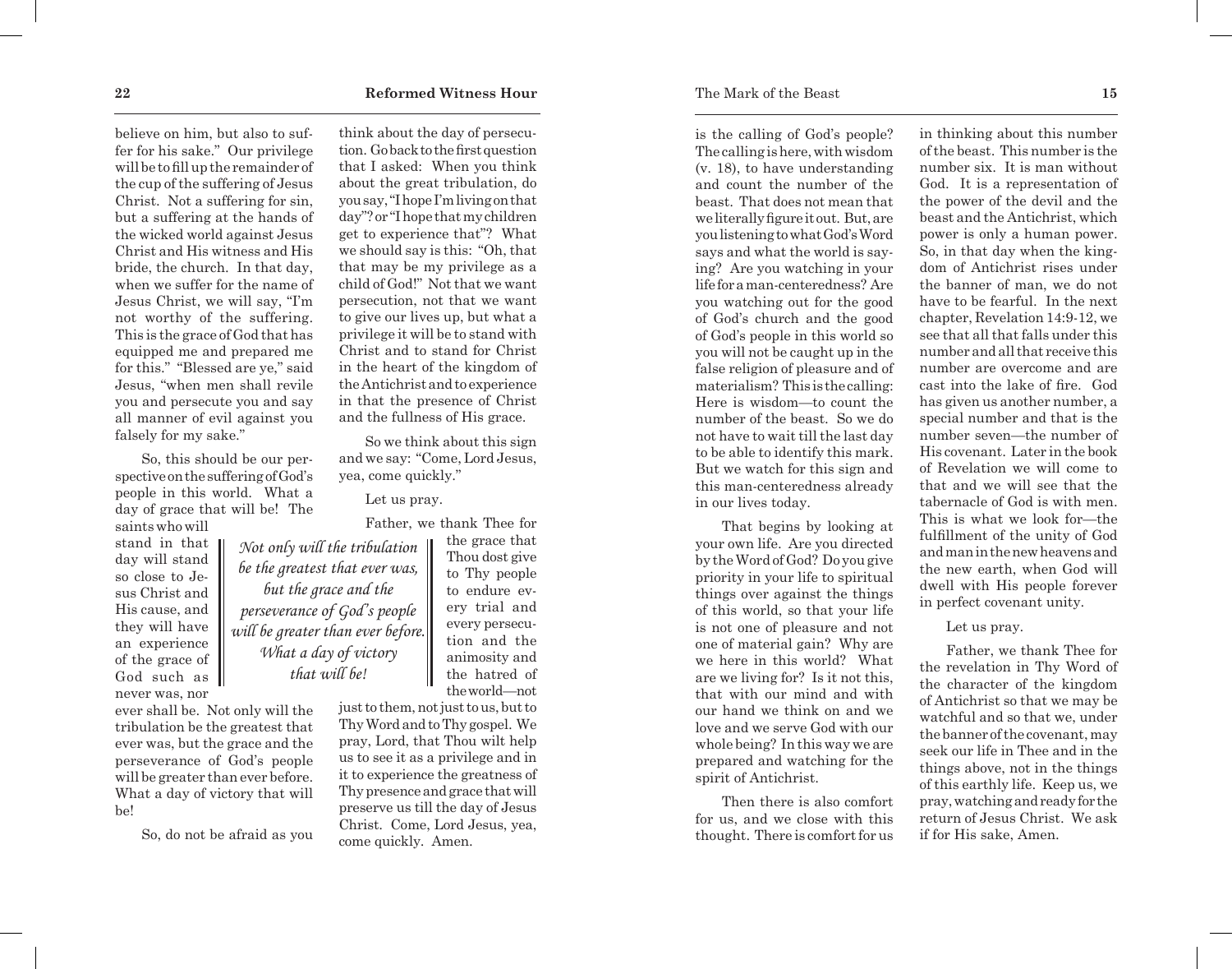believe on him, but also to suffer for his sake." Our privilege will be to fill up the remainder of the cup of the suffering of Jesus Christ. Not a suffering for sin, but a suffering at the hands of the wicked world against Jesus Christ and His witness and His bride, the church. In that day, when we suffer for the name of Jesus Christ, we will say, "I'm not worthy of the suffering. This is the grace of God that has equipped me and prepared me for this." "Blessed are ye," said Jesus, "when men shall revile you and persecute you and say all manner of evil against you falsely for my sake."

So, this should be our perspective on the suffering of God's people in this world. What a day of grace that will be! The saints who will stand in that day will stand so close to Jesus Christ and His cause, and they will have an experience of the grace of God such as never was, nor ever shall be. Not only will the tribulation be the greatest that ever was, but the grace and the perseverance of God's people will be greater than ever before. What a day of victory that will be!

> *Not only will the tribulation be the greatest that ever was, but the grace and the perseverance of God's people will be greater than ever before. What a day of victory that will be!*

So, do not be afraid as you think about the day of persecution. Go back to the first question that I asked: When you think about the great tribulation, do you say, "I hope I'm living on that day"? or "I hope that my children get to experience that"? What we should say is this: "Oh, that that may be my privilege as a child of God!" Not that we want persecution, not that we want to give our lives up, but what a privilege it will be to stand with Christ and to stand for Christ in the heart of the kingdom of the Antichrist and to experience in that the presence of Christ and the fullness of His grace.

So we think about this sign and we say: "Come, Lord Jesus, yea, come quickly."

Let us pray.

Father, we thank Thee for the grace that Thou dost give to Thy people to endure every trial and every persecution and the animosity and the hatred of the world—not just to them, not just to us, but to Thy Word and to Thy gospel. We pray, Lord, that Thou wilt help us to see it as a privilege and in it to experience the greatness of Thy presence and grace that will preserve us till the day of Jesus Christ. Come, Lord Jesus, yea, come quickly. Amen.

is the calling of God's people? The calling is here, with wisdom (v. 18), to have understanding and count the number of the beast. That does not mean that we literally figure it out. But, are you listening to what God's Word says and what the world is saying? Are you watching in your life for a man-centeredness? Are you watching out for the good of God's church and the good of God's people in this world so you will not be caught up in the false religion of pleasure and of materialism? This is the calling: Here is wisdom—to count the number of the beast. So we do not have to wait till the last day to be able to identify this mark. But we watch for this sign and this man-centeredness already in our lives today.

That begins by looking at your own life. Are you directed by the Word of God? Do you give priority in your life to spiritual things over against the things of this world, so that your life is not one of pleasure and not one of material gain? Why are we here in this world? What are we living for? Is it not this, that with our mind and with our hand we think on and we love and we serve God with our whole being? In this way we are prepared and watching for the spirit of Antichrist.

Then there is also comfort for us, and we close with this thought. There is comfort for us in thinking about this number of the beast. This number is the number six. It is man without God. It is a representation of the power of the devil and the beast and the Antichrist, which power is only a human power. So, in that day when the kingdom of Antichrist rises under the banner of man, we do not have to be fearful. In the next chapter, Revelation 14:9-12, we see that all that falls under this number and all that receive this number are overcome and are cast into the lake of fire. God has given us another number, a special number and that is the number seven—the number of His covenant. Later in the book of Revelation we will come to that and we will see that the tabernacle of God is with men. This is what we look for—the fulfillment of the unity of God and man in the new heavens and the new earth, when God will dwell with His people forever in perfect covenant unity.

Let us pray.

Father, we thank Thee for the revelation in Thy Word of the character of the kingdom of Antichrist so that we may be watchful and so that we, under the banner of the covenant, may seek our life in Thee and in the things above, not in the things of this earthly life. Keep us, we pray, watching and ready for the return of Jesus Christ. We ask if for His sake, Amen.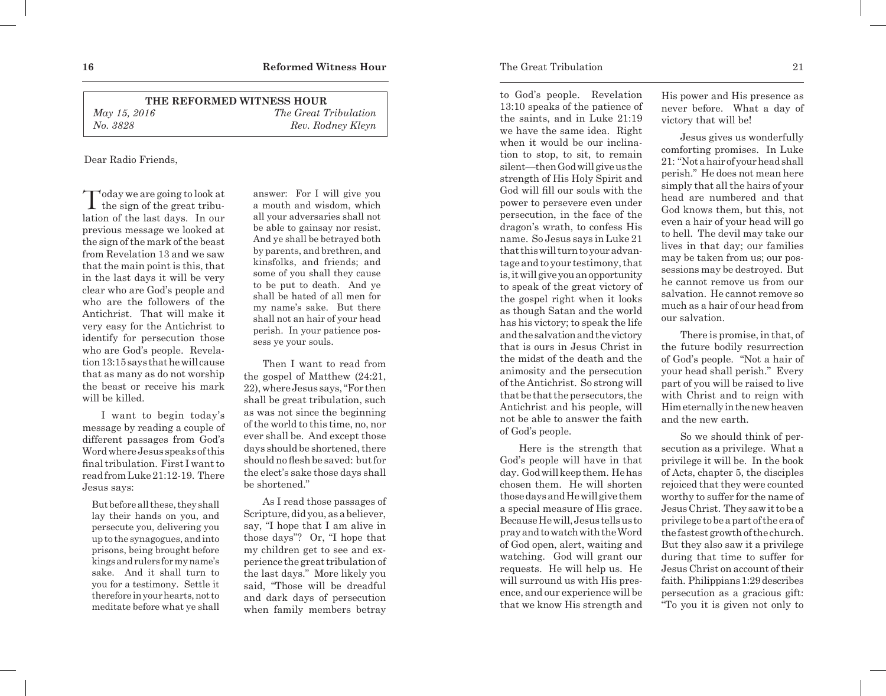**THE REFORMED WITNESS HOUR**

*May 15, 2016* — *The Great Tribulation*

*No. 3828* — *Rev. Rodney Kleyn*

Dear Radio Friends,

Today we are going to look at the sign of the great tribulation of the last days. In our previous message we looked at the sign of the mark of the beast from Revelation 13 and we saw that the main point is this, that in the last days it will be very clear who are God's people and who are the followers of the Antichrist. That will make it very easy for the Antichrist to identify for persecution those who are God's people. Revelation 13:15 says that he will cause that as many as do not worship the beast or receive his mark will be killed.

I want to begin today's message by reading a couple of different passages from God's Word where Jesus speaks of this final tribulation. First I want to read from Luke 21:12-19. There Jesus says:

> But before all these, they shall lay their hands on you, and persecute you, delivering you up to the synagogues, and into prisons, being brought before kings and rulers for my name's sake. And it shall turn to you for a testimony. Settle it therefore in your hearts, not to meditate before what ye shall answer: For I will give you a mouth and wisdom, which all your adversaries shall not be able to gainsay nor resist. And ye shall be betrayed both by parents, and brethren, and kinsfolks, and friends; and some of you shall they cause to be put to death. And ye shall be hated of all men for my name's sake. But there shall not an hair of your head perish. In your patience possess ye your souls.

Then I want to read from the gospel of Matthew (24:21, 22), where Jesus says, "For then shall be great tribulation, such as was not since the beginning of the world to this time, no, nor ever shall be. And except those days should be shortened, there should no flesh be saved: but for the elect's sake those days shall be shortened."

As I read those passages of Scripture, did you, as a believer, say, "I hope that I am alive in those days"? Or, "I hope that my children get to see and experience the great tribulation of the last days." More likely you said, "Those will be dreadful and dark days of persecution when family members betray

to God's people. Revelation 13:10 speaks of the patience of the saints, and in Luke 21:19 we have the same idea. Right when it would be our inclination to stop, to sit, to remain silent—then God will give us the strength of His Holy Spirit and God will fill our souls with the power to persevere even under persecution, in the face of the dragon's wrath, to confess His name. So Jesus says in Luke 21 that this will turn to your advantage and to your testimony, that is, it will give you an opportunity to speak of the great victory of the gospel right when it looks as though Satan and the world has his victory; to speak the life and the salvation and the victory that is ours in Jesus Christ in the midst of the death and the animosity and the persecution of the Antichrist. So strong will that be that the persecutors, the Antichrist and his people, will not be able to answer the faith of God's people.

Here is the strength that God's people will have in that day. God will keep them. He has chosen them. He will shorten those days and He will give them a special measure of His grace. Because He will, Jesus tells us to pray and to watch with the Word of God open, alert, waiting and watching. God will grant our requests. He will help us. He will surround us with His presence, and our experience will be that we know His strength and His power and His presence as never before. What a day of victory that will be!

Jesus gives us wonderfully comforting promises. In Luke 21: "Not a hair of your head shall perish." He does not mean here simply that all the hairs of your head are numbered and that God knows them, but this, not even a hair of your head will go to hell. The devil may take our lives in that day; our families may be taken from us; our possessions may be destroyed. But he cannot remove us from our salvation. He cannot remove so much as a hair of our head from our salvation.

There is promise, in that, of the future bodily resurrection of God's people. "Not a hair of your head shall perish." Every part of you will be raised to live with Christ and to reign with Him eternally in the new heaven and the new earth.

So we should think of persecution as a privilege. What a privilege it will be. In the book of Acts, chapter 5, the disciples rejoiced that they were counted worthy to suffer for the name of Jesus Christ. They saw it to be a privilege to be a part of the era of the fastest growth of the church. But they also saw it a privilege during that time to suffer for Jesus Christ on account of their faith. Philippians 1:29 describes persecution as a gracious gift: "To you it is given not only to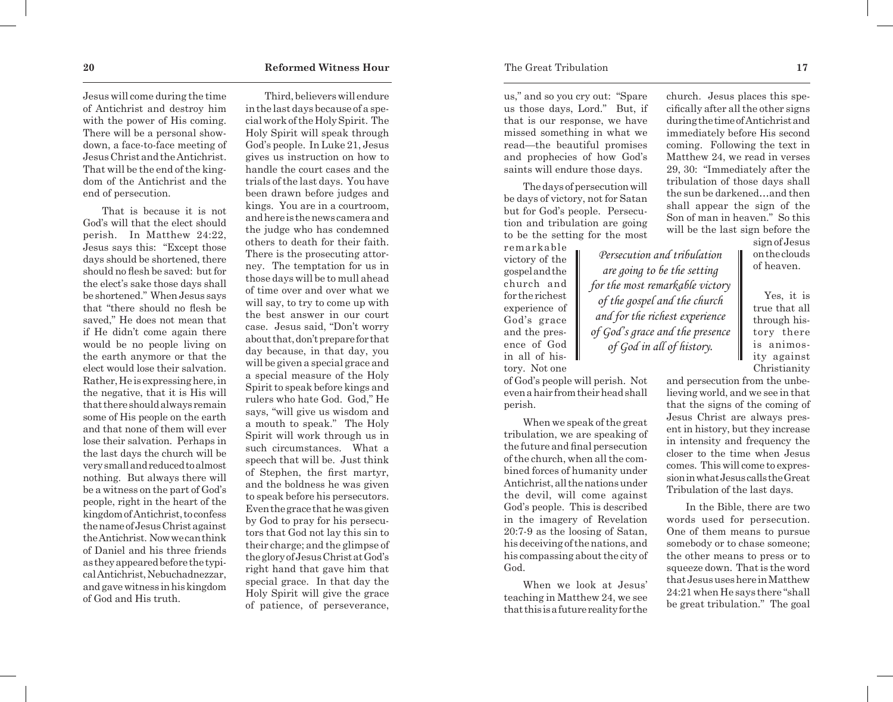Jesus will come during the time of Antichrist and destroy him with the power of His coming. There will be a personal showdown, a face-to-face meeting of Jesus Christ and the Antichrist. That will be the end of the kingdom of the Antichrist and the end of persecution.

That is because it is not God's will that the elect should perish. In Matthew 24:22, Jesus says this: "Except those days should be shortened, there should no flesh be saved: but for the elect's sake those days shall be shortened." When Jesus says that "there should no flesh be saved," He does not mean that if He didn't come again there would be no people living on the earth anymore or that the elect would lose their salvation. Rather, He is expressing here, in the negative, that it is His will that there should always remain some of His people on the earth and that none of them will ever lose their salvation. Perhaps in the last days the church will be very small and reduced to almost nothing. But always there will be a witness on the part of God's people, right in the heart of the kingdom of Antichrist, to confess the name of Jesus Christ against the Antichrist. Now we can think of Daniel and his three friends as they appeared before the typical Antichrist, Nebuchadnezzar, and gave witness in his kingdom of God and His truth.

Third, believers will endure in the last days because of a special work of the Holy Spirit. The Holy Spirit will speak through God's people. In Luke 21, Jesus gives us instruction on how to handle the court cases and the trials of the last days. You have been drawn before judges and kings. You are in a courtroom, and here is the news camera and the judge who has condemned others to death for their faith. There is the prosecuting attorney. The temptation for us in those days will be to mull ahead of time over and over what we will say, to try to come up with the best answer in our court case. Jesus said, "Don't worry about that, don't prepare for that day because, in that day, you will be given a special grace and a special measure of the Holy Spirit to speak before kings and rulers who hate God. God," He says, "will give us wisdom and a mouth to speak." The Holy Spirit will work through us in such circumstances. What a speech that will be. Just think of Stephen, the first martyr, and the boldness he was given to speak before his persecutors. Even the grace that he was given by God to pray for his persecutors that God not lay this sin to their charge; and the glimpse of the glory of Jesus Christ at God's right hand that gave him that special grace. In that day the Holy Spirit will give the grace of patience, of perseverance,

us," and so you cry out: "Spare us those days, Lord." But, if that is our response, we have missed something in what we read—the beautiful promises and prophecies of how God's saints will endure those days.

The days of persecution will be days of victory, not for Satan but for God's people. Persecution and tribulation are going to be the setting for the most remarkable victory of the gospel and the church and for the richest experience of God's grace and the presence of God in all of history. Not one of God's people will perish. Not even a hair from their head shall perish.

> *Persecution and tribulation are going to be the setting for the most remarkable victory of the gospel and the church and for the richest experience of God's grace and the presence of God in all of history.*

When we speak of the great tribulation, we are speaking of the future and final persecution of the church, when all the combined forces of humanity under Antichrist, all the nations under the devil, will come against God's people. This is described in the imagery of Revelation 20:7-9 as the loosing of Satan, his deceiving of the nations, and his compassing about the city of God.

When we look at Jesus' teaching in Matthew 24, we see that this is a future reality for the church. Jesus places this specifically after all the other signs during the time of Antichrist and immediately before His second coming. Following the text in Matthew 24, we read in verses 29, 30: "Immediately after the tribulation of those days shall the sun be darkened…and then shall appear the sign of the Son of man in heaven." So this will be the last sign before the sign of Jesus on the clouds of heaven.

Yes, it is true that all through history there is animosity against Christianity and persecution from the unbelieving world, and we see in that that the signs of the coming of Jesus Christ are always present in history, but they increase in intensity and frequency the closer to the time when Jesus comes. This will come to expression in what Jesus calls the Great Tribulation of the last days.

In the Bible, there are two words used for persecution. One of them means to pursue somebody or to chase someone; the other means to press or to squeeze down. That is the word that Jesus uses here in Matthew 24:21 when He says there "shall be great tribulation." The goal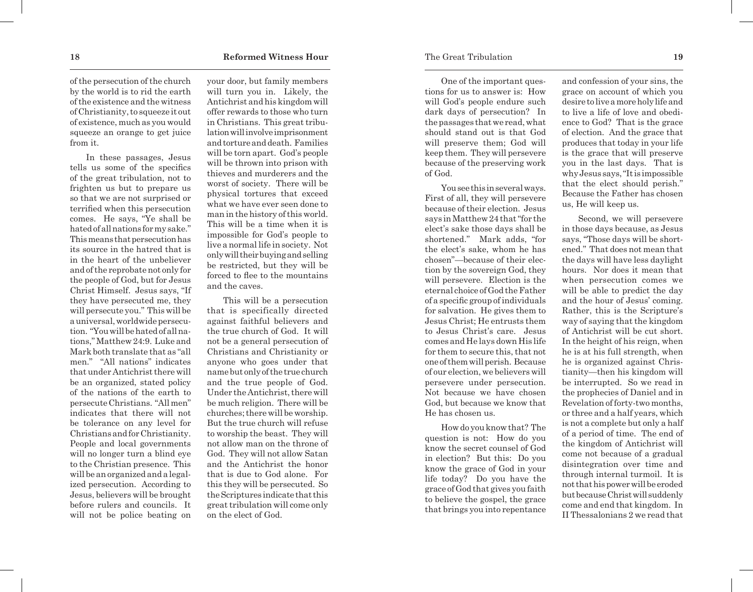of the persecution of the church by the world is to rid the earth of the existence and the witness of Christianity, to squeeze it out of existence, much as you would squeeze an orange to get juice from it.

In these passages, Jesus tells us some of the specifics of the great tribulation, not to frighten us but to prepare us so that we are not surprised or terrified when this persecution comes. He says, "Ye shall be hated of all nations for my sake." This means that persecution has its source in the hatred that is in the heart of the unbeliever and of the reprobate not only for the people of God, but for Jesus Christ Himself. Jesus says, "If they have persecuted me, they will persecute you." This will be a universal, worldwide persecution. "You will be hated of all nations," Matthew 24:9. Luke and Mark both translate that as "all men." "All nations" indicates that under Antichrist there will be an organized, stated policy of the nations of the earth to persecute Christians. "All men" indicates that there will not be tolerance on any level for Christians and for Christianity. People and local governments will no longer turn a blind eye to the Christian presence. This will be an organized and a legalized persecution. According to Jesus, believers will be brought before rulers and councils. It will not be police beating on your door, but family members will turn you in. Likely, the Antichrist and his kingdom will offer rewards to those who turn in Christians. This great tribulation will involve imprisonment and torture and death. Families will be torn apart. God's people will be thrown into prison with thieves and murderers and the worst of society. There will be physical tortures that exceed what we have ever seen done to man in the history of this world. This will be a time when it is impossible for God's people to live a normal life in society. Not only will their buying and selling be restricted, but they will be forced to flee to the mountains and the caves.

This will be a persecution that is specifically directed against faithful believers and the true church of God. It will not be a general persecution of Christians and Christianity or anyone who goes under that name but only of the true church and the true people of God. Under the Antichrist, there will be much religion. There will be churches; there will be worship. But the true church will refuse to worship the beast. They will not allow man on the throne of God. They will not allow Satan and the Antichrist the honor that is due to God alone. For this they will be persecuted. So the Scriptures indicate that this great tribulation will come only on the elect of God.

One of the important questions for us to answer is: How will God's people endure such dark days of persecution? In the passages that we read, what should stand out is that God will preserve them; God will keep them. They will persevere because of the preserving work of God.

You see this in several ways. First of all, they will persevere because of their election. Jesus says in Matthew 24 that "for the elect's sake those days shall be shortened." Mark adds, "for the elect's sake, whom he has chosen"—because of their election by the sovereign God, they will persevere. Election is the eternal choice of God the Father of a specific group of individuals for salvation. He gives them to Jesus Christ; He entrusts them to Jesus Christ's care. Jesus comes and He lays down His life for them to secure this, that not one of them will perish. Because of our election, we believers will persevere under persecution. Not because we have chosen God, but because we know that He has chosen us.

How do you know that? The question is not: How do you know the secret counsel of God in election? But this: Do you know the grace of God in your life today? Do you have the grace of God that gives you faith to believe the gospel, the grace that brings you into repentance and confession of your sins, the grace on account of which you desire to live a more holy life and to live a life of love and obedience to God? That is the grace of election. And the grace that produces that today in your life is the grace that will preserve you in the last days. That is why Jesus says, "It is impossible that the elect should perish." Because the Father has chosen us, He will keep us.

Second, we will persevere in those days because, as Jesus says, "Those days will be shortened." That does not mean that the days will have less daylight hours. Nor does it mean that when persecution comes we will be able to predict the day and the hour of Jesus' coming. Rather, this is the Scripture's way of saying that the kingdom of Antichrist will be cut short. In the height of his reign, when he is at his full strength, when he is organized against Christianity—then his kingdom will be interrupted. So we read in the prophecies of Daniel and in Revelation of forty-two months, or three and a half years, which is not a complete but only a half of a period of time. The end of the kingdom of Antichrist will come not because of a gradual disintegration over time and through internal turmoil. It is not that his power will be eroded but because Christ will suddenly come and end that kingdom. In II Thessalonians 2 we read that